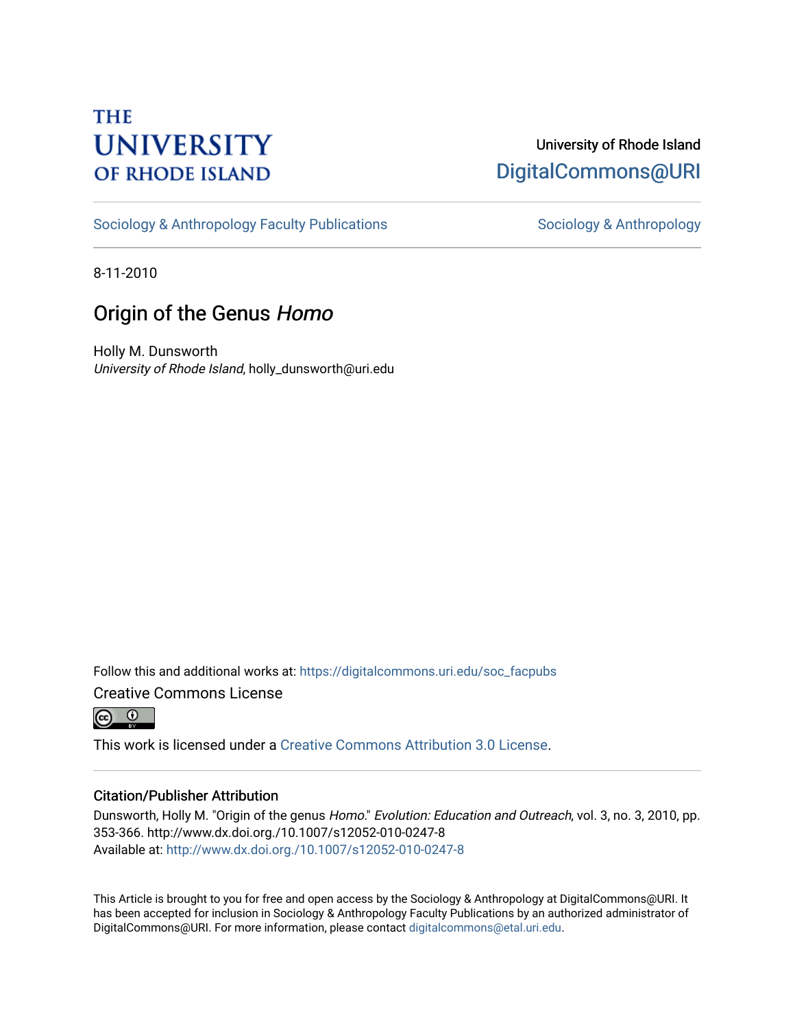THE UNIVERSITY OF RHODE ISLAND

University of Rhode Island
DigitalCommons@URI

Sociology & Anthropology Faculty Publications | Sociology & Anthropology

8-11-2010

# Origin of the Genus *Homo*

Holly M. Dunsworth
*University of Rhode Island*, holly_dunsworth@uri.edu

Follow this and additional works at: https://digitalcommons.uri.edu/soc_facpubs

Creative Commons License

This work is licensed under a Creative Commons Attribution 3.0 License.

## Citation/Publisher Attribution

Dunsworth, Holly M. "Origin of the genus *Homo*." *Evolution: Education and Outreach*, vol. 3, no. 3, 2010, pp. 353-366. http://www.dx.doi.org./10.1007/s12052-010-0247-8
Available at: http://www.dx.doi.org./10.1007/s12052-010-0247-8

This Article is brought to you for free and open access by the Sociology & Anthropology at DigitalCommons@URI. It has been accepted for inclusion in Sociology & Anthropology Faculty Publications by an authorized administrator of DigitalCommons@URI. For more information, please contact digitalcommons@etal.uri.edu.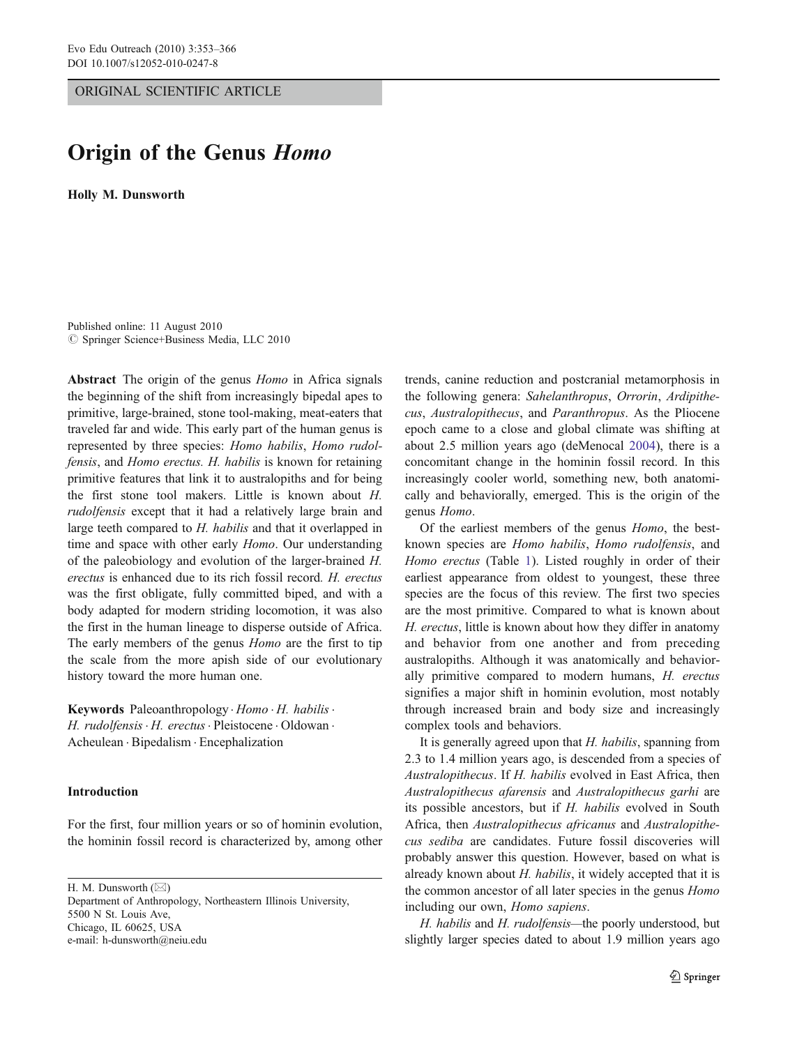ORIGINAL SCIENTIFIC ARTICLE

# Origin of the Genus *Homo*

**Holly M. Dunsworth**

Published online: 11 August 2010
© Springer Science+Business Media, LLC 2010

**Abstract** The origin of the genus *Homo* in Africa signals the beginning of the shift from increasingly bipedal apes to primitive, large-brained, stone tool-making, meat-eaters that traveled far and wide. This early part of the human genus is represented by three species: *Homo habilis*, *Homo rudolfensis*, and *Homo erectus. H. habilis* is known for retaining primitive features that link it to australopiths and for being the first stone tool makers. Little is known about *H. rudolfensis* except that it had a relatively large brain and large teeth compared to *H. habilis* and that it overlapped in time and space with other early *Homo*. Our understanding of the paleobiology and evolution of the larger-brained *H. erectus* is enhanced due to its rich fossil record*. H. erectus* was the first obligate, fully committed biped, and with a body adapted for modern striding locomotion, it was also the first in the human lineage to disperse outside of Africa. The early members of the genus *Homo* are the first to tip the scale from the more apish side of our evolutionary history toward the more human one.

**Keywords** Paleoanthropology · *Homo* · *H. habilis* · *H. rudolfensis* · *H. erectus* · Pleistocene · Oldowan · Acheulean · Bipedalism · Encephalization

## Introduction

For the first, four million years or so of hominin evolution, the hominin fossil record is characterized by, among other trends, canine reduction and postcranial metamorphosis in the following genera: *Sahelanthropus*, *Orrorin*, *Ardipithecus*, *Australopithecus*, and *Paranthropus*. As the Pliocene epoch came to a close and global climate was shifting at about 2.5 million years ago (deMenocal 2004), there is a concomitant change in the hominin fossil record. In this increasingly cooler world, something new, both anatomically and behaviorally, emerged. This is the origin of the genus *Homo*.

Of the earliest members of the genus *Homo*, the best-known species are *Homo habilis*, *Homo rudolfensis*, and *Homo erectus* (Table 1). Listed roughly in order of their earliest appearance from oldest to youngest, these three species are the focus of this review. The first two species are the most primitive. Compared to what is known about *H. erectus*, little is known about how they differ in anatomy and behavior from one another and from preceding australopiths. Although it was anatomically and behaviorally primitive compared to modern humans, *H. erectus* signifies a major shift in hominin evolution, most notably through increased brain and body size and increasingly complex tools and behaviors.

It is generally agreed upon that *H. habilis*, spanning from 2.3 to 1.4 million years ago, is descended from a species of *Australopithecus*. If *H. habilis* evolved in East Africa, then *Australopithecus afarensis* and *Australopithecus garhi* are its possible ancestors, but if *H. habilis* evolved in South Africa, then *Australopithecus africanus* and *Australopithecus sediba* are candidates. Future fossil discoveries will probably answer this question. However, based on what is already known about *H. habilis*, it widely accepted that it is the common ancestor of all later species in the genus *Homo* including our own, *Homo sapiens*.

*H. habilis* and *H. rudolfensis*—the poorly understood, but slightly larger species dated to about 1.9 million years ago

H. M. Dunsworth (✉)
Department of Anthropology, Northeastern Illinois University,
5500 N St. Louis Ave,
Chicago, IL 60625, USA
e-mail: h-dunsworth@neiu.edu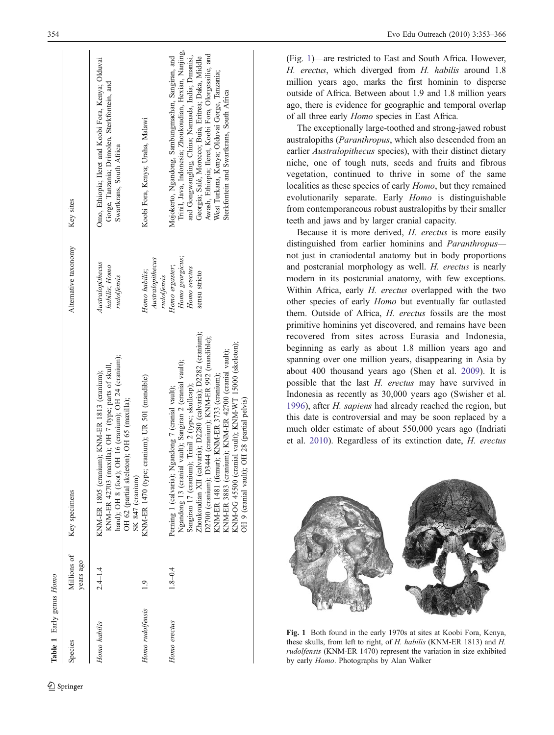**Table 1** Early genus *Homo*

| Species | Millions of years ago | Key specimens | Alternative taxonomy | Key sites |
|---|---|---|---|---|
| *Homo habilis* | 2.4–1.4 | KNM-ER 1805 (cranium); KNM-ER 1813 (cranium); KNM-ER 42703 (maxilla); OH 7 (type; parts of skull, hand); OH 8 (foot); OH 16 (cranium); OH 24 (cranium); OH 62 (partial skeleton); OH 65 (maxilla); SK 847 (cranium) | *Australopithecus habilis*; *Homo rudolfensis* | Omo, Ethiopia; Ileret and Koobi Fora, Kenya; Olduvai Gorge, Tanzania; Drimolen, Sterkfontein, and Swartkrans, South Africa |
| *Homo rudolfensis* | 1.9 | KNM-ER 1470 (type; cranium); UR 501 (mandible) | *Homo habilis*; *Australopithecus rudolfensis* | Koobi Fora, Kenya; Uraha, Malawi |
| *Homo erectus* | 1.8–0.4 | Perning 1 (calvaria); Ngandong 7 (cranial vault); Ngandong 13 (cranial vault); Sangiran 2 (cranial vault); Sangiran 17 (cranium); Trinil 2 (type; skullcap); Zhoukoudian XII (calvaria); D2280 (calvaria); D2282 (cranium); D2700 (cranium); D3444 (cranium); KNM-ER 992 (mandible); KNM-ER 1481 (femur); KNM-ER 3733 (cranium); KNM-ER 3883 (cranium); KNM-ER 42700 (cranial vault); KNM-OG 45500 (cranial vault); KNM-WT 15000 (skeleton); OH 9 (cranial vault); OH 28 (partial pelvis) | *Homo ergaster*; *Homo georgicus*; *Homo erectus* sensu stricto | Mojokerto, Ngandong, Sambungmachan, Sangiran, and Trinil, Java, Indonesia; Zhoukoudian, Hexian, Nanjing, and Gongwangling, China; Narmada, India; Dmanisi, Georgia; Salé, Morocco; Buia, Eritrea; Daka, Middle Awash, Ethiopia; Ileret, Koobi Fora, Olorgesailie, and West Turkana, Kenya; Olduvai Gorge, Tanzania; Sterkfontein and Swartkrans, South Africa |

(Fig. 1)—are restricted to East and South Africa. However, *H. erectus*, which diverged from *H. habilis* around 1.8 million years ago, marks the first hominin to disperse outside of Africa. Between about 1.9 and 1.8 million years ago, there is evidence for geographic and temporal overlap of all three early *Homo* species in East Africa.

The exceptionally large-toothed and strong-jawed robust australopiths (*Paranthropus*, which also descended from an earlier *Australopithecus* species), with their distinct dietary niche, one of tough nuts, seeds and fruits and fibrous vegetation, continued to thrive in some of the same localities as these species of early *Homo*, but they remained evolutionarily separate. Early *Homo* is distinguishable from contemporaneous robust australopiths by their smaller teeth and jaws and by larger cranial capacity.

Because it is more derived, *H. erectus* is more easily distinguished from earlier hominins and *Paranthropus*—not just in craniodental anatomy but in body proportions and postcranial morphology as well. *H. erectus* is nearly modern in its postcranial anatomy, with few exceptions. Within Africa, early *H. erectus* overlapped with the two other species of early *Homo* but eventually far outlasted them. Outside of Africa, *H. erectus* fossils are the most primitive hominins yet discovered, and remains have been recovered from sites across Eurasia and Indonesia, beginning as early as about 1.8 million years ago and spanning over one million years, disappearing in Asia by about 400 thousand years ago (Shen et al. 2009). It is possible that the last *H. erectus* may have survived in Indonesia as recently as 30,000 years ago (Swisher et al. 1996), after *H. sapiens* had already reached the region, but this date is controversial and may be soon replaced by a much older estimate of about 550,000 years ago (Indriati et al. 2010). Regardless of its extinction date, *H. erectus*

**Fig. 1** Both found in the early 1970s at sites at Koobi Fora, Kenya, these skulls, from left to right, of *H. habilis* (KNM-ER 1813) and *H. rudolfensis* (KNM-ER 1470) represent the variation in size exhibited by early *Homo*. Photographs by Alan Walker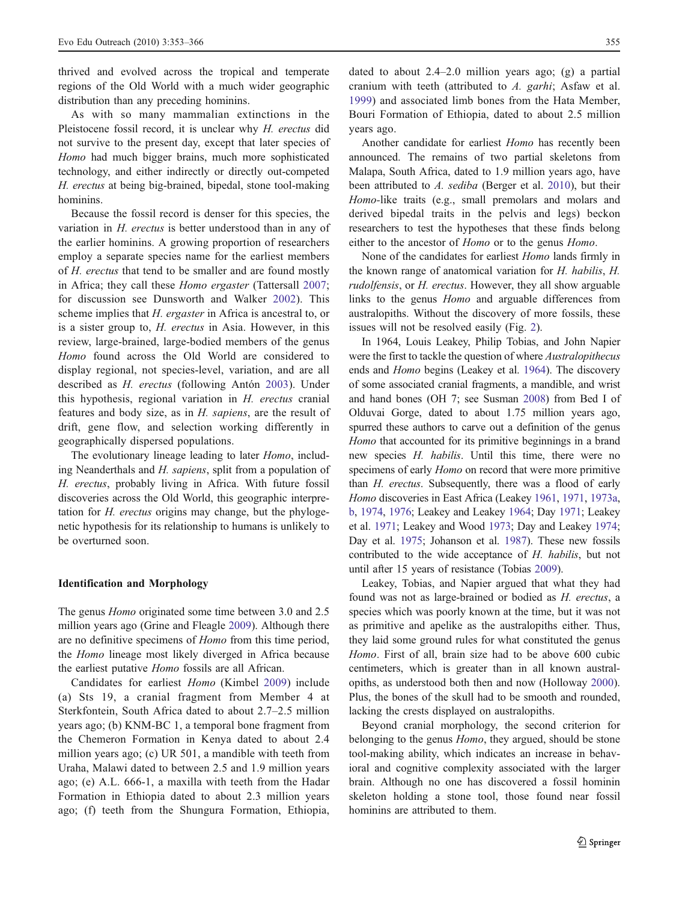thrived and evolved across the tropical and temperate regions of the Old World with a much wider geographic distribution than any preceding hominins.

As with so many mammalian extinctions in the Pleistocene fossil record, it is unclear why *H. erectus* did not survive to the present day, except that later species of *Homo* had much bigger brains, much more sophisticated technology, and either indirectly or directly out-competed *H. erectus* at being big-brained, bipedal, stone tool-making hominins.

Because the fossil record is denser for this species, the variation in *H. erectus* is better understood than in any of the earlier hominins. A growing proportion of researchers employ a separate species name for the earliest members of *H. erectus* that tend to be smaller and are found mostly in Africa; they call these *Homo ergaster* (Tattersall 2007; for discussion see Dunsworth and Walker 2002). This scheme implies that *H. ergaster* in Africa is ancestral to, or is a sister group to, *H. erectus* in Asia. However, in this review, large-brained, large-bodied members of the genus *Homo* found across the Old World are considered to display regional, not species-level, variation, and are all described as *H. erectus* (following Antón 2003). Under this hypothesis, regional variation in *H. erectus* cranial features and body size, as in *H. sapiens*, are the result of drift, gene flow, and selection working differently in geographically dispersed populations.

The evolutionary lineage leading to later *Homo*, including Neanderthals and *H. sapiens*, split from a population of *H. erectus*, probably living in Africa. With future fossil discoveries across the Old World, this geographic interpretation for *H. erectus* origins may change, but the phylogenetic hypothesis for its relationship to humans is unlikely to be overturned soon.

### Identification and Morphology

The genus *Homo* originated some time between 3.0 and 2.5 million years ago (Grine and Fleagle 2009). Although there are no definitive specimens of *Homo* from this time period, the *Homo* lineage most likely diverged in Africa because the earliest putative *Homo* fossils are all African.

Candidates for earliest *Homo* (Kimbel 2009) include (a) Sts 19, a cranial fragment from Member 4 at Sterkfontein, South Africa dated to about 2.7–2.5 million years ago; (b) KNM-BC 1, a temporal bone fragment from the Chemeron Formation in Kenya dated to about 2.4 million years ago; (c) UR 501, a mandible with teeth from Uraha, Malawi dated to between 2.5 and 1.9 million years ago; (e) A.L. 666-1, a maxilla with teeth from the Hadar Formation in Ethiopia dated to about 2.3 million years ago; (f) teeth from the Shungura Formation, Ethiopia, dated to about 2.4–2.0 million years ago; (g) a partial cranium with teeth (attributed to *A. garhi*; Asfaw et al. 1999) and associated limb bones from the Hata Member, Bouri Formation of Ethiopia, dated to about 2.5 million years ago.

Another candidate for earliest *Homo* has recently been announced. The remains of two partial skeletons from Malapa, South Africa, dated to 1.9 million years ago, have been attributed to *A. sediba* (Berger et al. 2010), but their *Homo*-like traits (e.g., small premolars and molars and derived bipedal traits in the pelvis and legs) beckon researchers to test the hypotheses that these finds belong either to the ancestor of *Homo* or to the genus *Homo*.

None of the candidates for earliest *Homo* lands firmly in the known range of anatomical variation for *H. habilis*, *H. rudolfensis*, or *H. erectus*. However, they all show arguable links to the genus *Homo* and arguable differences from australopiths. Without the discovery of more fossils, these issues will not be resolved easily (Fig. 2).

In 1964, Louis Leakey, Philip Tobias, and John Napier were the first to tackle the question of where *Australopithecus* ends and *Homo* begins (Leakey et al. 1964). The discovery of some associated cranial fragments, a mandible, and wrist and hand bones (OH 7; see Susman 2008) from Bed I of Olduvai Gorge, dated to about 1.75 million years ago, spurred these authors to carve out a definition of the genus *Homo* that accounted for its primitive beginnings in a brand new species *H. habilis*. Until this time, there were no specimens of early *Homo* on record that were more primitive than *H. erectus*. Subsequently, there was a flood of early *Homo* discoveries in East Africa (Leakey 1961, 1971, 1973a, b, 1974, 1976; Leakey and Leakey 1964; Day 1971; Leakey et al. 1971; Leakey and Wood 1973; Day and Leakey 1974; Day et al. 1975; Johanson et al. 1987). These new fossils contributed to the wide acceptance of *H. habilis*, but not until after 15 years of resistance (Tobias 2009).

Leakey, Tobias, and Napier argued that what they had found was not as large-brained or bodied as *H. erectus*, a species which was poorly known at the time, but it was not as primitive and apelike as the australopiths either. Thus, they laid some ground rules for what constituted the genus *Homo*. First of all, brain size had to be above 600 cubic centimeters, which is greater than in all known australopiths, as understood both then and now (Holloway 2000). Plus, the bones of the skull had to be smooth and rounded, lacking the crests displayed on australopiths.

Beyond cranial morphology, the second criterion for belonging to the genus *Homo*, they argued, should be stone tool-making ability, which indicates an increase in behavioral and cognitive complexity associated with the larger brain. Although no one has discovered a fossil hominin skeleton holding a stone tool, those found near fossil hominins are attributed to them.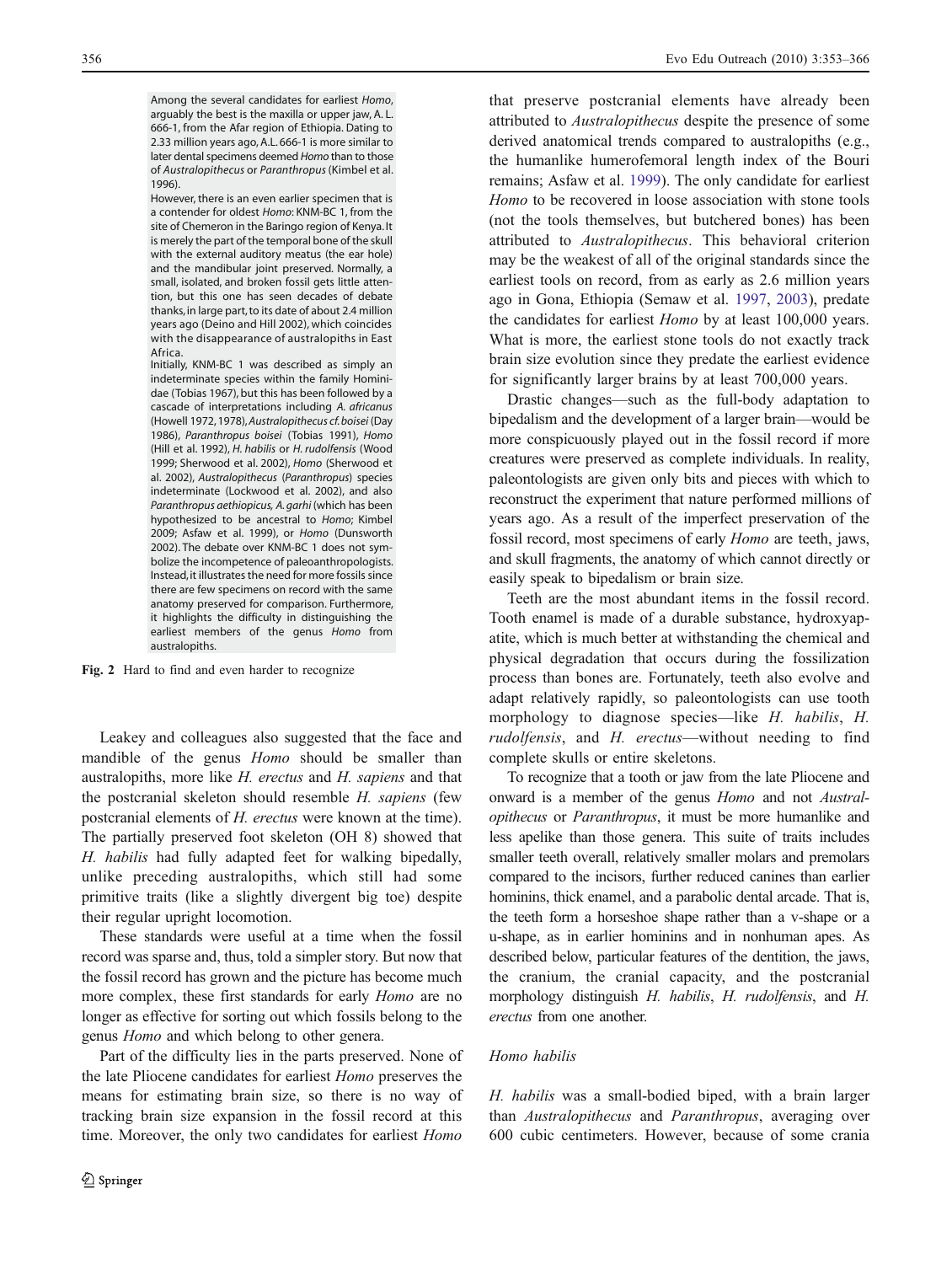Among the several candidates for earliest *Homo*, arguably the best is the maxilla or upper jaw, A. L. 666-1, from the Afar region of Ethiopia. Dating to 2.33 million years ago, A.L. 666-1 is more similar to later dental specimens deemed *Homo* than to those of *Australopithecus* or *Paranthropus* (Kimbel et al. 1996).

However, there is an even earlier specimen that is a contender for oldest *Homo*: KNM-BC 1, from the site of Chemeron in the Baringo region of Kenya. It is merely the part of the temporal bone of the skull with the external auditory meatus (the ear hole) and the mandibular joint preserved. Normally, a small, isolated, and broken fossil gets little attention, but this one has seen decades of debate thanks, in large part, to its date of about 2.4 million years ago (Deino and Hill 2002), which coincides with the disappearance of australopiths in East Africa.

Initially, KNM-BC 1 was described as simply an indeterminate species within the family Hominidae (Tobias 1967), but this has been followed by a cascade of interpretations including *A. africanus* (Howell 1972, 1978), *Australopithecus cf. boisei* (Day 1986), *Paranthropus boisei* (Tobias 1991), *Homo* (Hill et al. 1992), *H. habilis* or *H. rudolfensis* (Wood 1999; Sherwood et al. 2002), *Homo* (Sherwood et al. 2002), *Australopithecus* (*Paranthropus*) species indeterminate (Lockwood et al. 2002), and also *Paranthropus aethiopicus*, *A. garhi* (which has been hypothesized to be ancestral to *Homo*; Kimbel 2009; Asfaw et al. 1999), or *Homo* (Dunsworth 2002). The debate over KNM-BC 1 does not symbolize the incompetence of paleoanthropologists. Instead, it illustrates the need for more fossils since there are few specimens on record with the same anatomy preserved for comparison. Furthermore, it highlights the difficulty in distinguishing the earliest members of the genus *Homo* from australopiths.

**Fig. 2** Hard to find and even harder to recognize

Leakey and colleagues also suggested that the face and mandible of the genus *Homo* should be smaller than australopiths, more like *H. erectus* and *H. sapiens* and that the postcranial skeleton should resemble *H. sapiens* (few postcranial elements of *H. erectus* were known at the time). The partially preserved foot skeleton (OH 8) showed that *H. habilis* had fully adapted feet for walking bipedally, unlike preceding australopiths, which still had some primitive traits (like a slightly divergent big toe) despite their regular upright locomotion.

These standards were useful at a time when the fossil record was sparse and, thus, told a simpler story. But now that the fossil record has grown and the picture has become much more complex, these first standards for early *Homo* are no longer as effective for sorting out which fossils belong to the genus *Homo* and which belong to other genera.

Part of the difficulty lies in the parts preserved. None of the late Pliocene candidates for earliest *Homo* preserves the means for estimating brain size, so there is no way of tracking brain size expansion in the fossil record at this time. Moreover, the only two candidates for earliest *Homo* that preserve postcranial elements have already been attributed to *Australopithecus* despite the presence of some derived anatomical trends compared to australopiths (e.g., the humanlike humerofemoral length index of the Bouri remains; Asfaw et al. 1999). The only candidate for earliest *Homo* to be recovered in loose association with stone tools (not the tools themselves, but butchered bones) has been attributed to *Australopithecus*. This behavioral criterion may be the weakest of all of the original standards since the earliest tools on record, from as early as 2.6 million years ago in Gona, Ethiopia (Semaw et al. 1997, 2003), predate the candidates for earliest *Homo* by at least 100,000 years. What is more, the earliest stone tools do not exactly track brain size evolution since they predate the earliest evidence for significantly larger brains by at least 700,000 years.

Drastic changes—such as the full-body adaptation to bipedalism and the development of a larger brain—would be more conspicuously played out in the fossil record if more creatures were preserved as complete individuals. In reality, paleontologists are given only bits and pieces with which to reconstruct the experiment that nature performed millions of years ago. As a result of the imperfect preservation of the fossil record, most specimens of early *Homo* are teeth, jaws, and skull fragments, the anatomy of which cannot directly or easily speak to bipedalism or brain size.

Teeth are the most abundant items in the fossil record. Tooth enamel is made of a durable substance, hydroxyapatite, which is much better at withstanding the chemical and physical degradation that occurs during the fossilization process than bones are. Fortunately, teeth also evolve and adapt relatively rapidly, so paleontologists can use tooth morphology to diagnose species—like *H. habilis*, *H. rudolfensis*, and *H. erectus*—without needing to find complete skulls or entire skeletons.

To recognize that a tooth or jaw from the late Pliocene and onward is a member of the genus *Homo* and not *Australopithecus* or *Paranthropus*, it must be more humanlike and less apelike than those genera. This suite of traits includes smaller teeth overall, relatively smaller molars and premolars compared to the incisors, further reduced canines than earlier hominins, thick enamel, and a parabolic dental arcade. That is, the teeth form a horseshoe shape rather than a v-shape or a u-shape, as in earlier hominins and in nonhuman apes. As described below, particular features of the dentition, the jaws, the cranium, the cranial capacity, and the postcranial morphology distinguish *H. habilis*, *H. rudolfensis*, and *H. erectus* from one another.

### *Homo habilis*

*H. habilis* was a small-bodied biped, with a brain larger than *Australopithecus* and *Paranthropus*, averaging over 600 cubic centimeters. However, because of some crania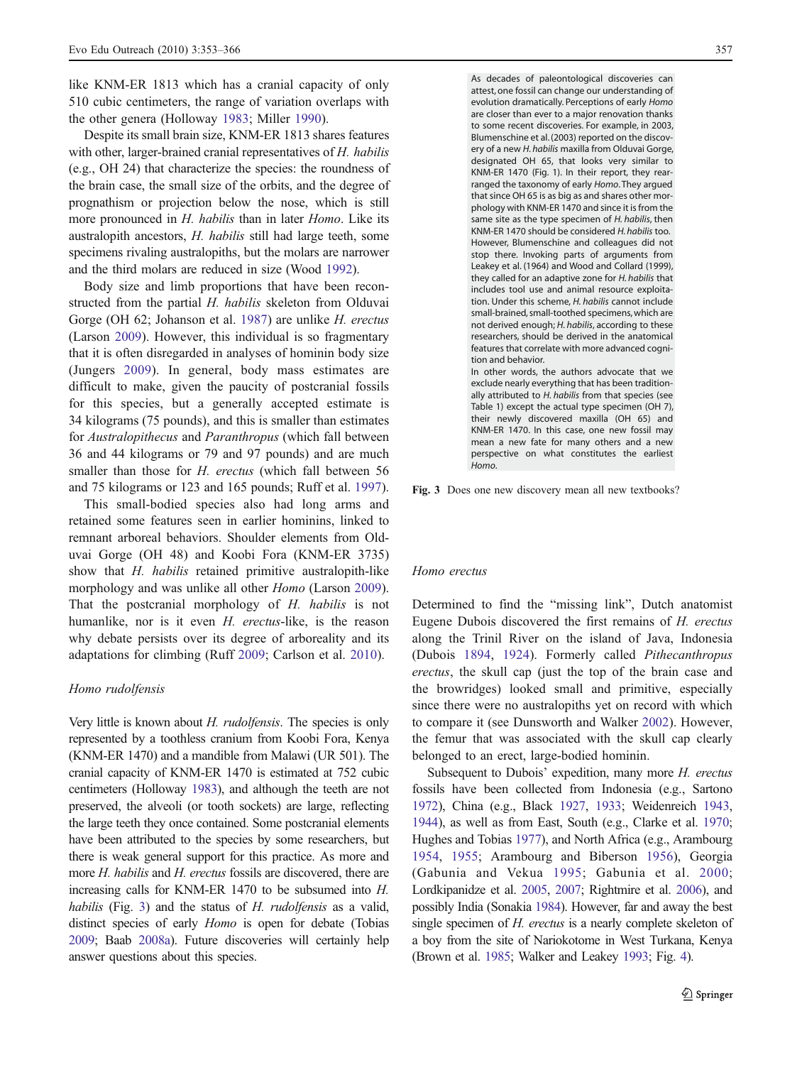like KNM-ER 1813 which has a cranial capacity of only 510 cubic centimeters, the range of variation overlaps with the other genera (Holloway 1983; Miller 1990).

Despite its small brain size, KNM-ER 1813 shares features with other, larger-brained cranial representatives of *H. habilis* (e.g., OH 24) that characterize the species: the roundness of the brain case, the small size of the orbits, and the degree of prognathism or projection below the nose, which is still more pronounced in *H. habilis* than in later *Homo*. Like its australopith ancestors, *H. habilis* still had large teeth, some specimens rivaling australopiths, but the molars are narrower and the third molars are reduced in size (Wood 1992).

Body size and limb proportions that have been reconstructed from the partial *H. habilis* skeleton from Olduvai Gorge (OH 62; Johanson et al. 1987) are unlike *H. erectus* (Larson 2009). However, this individual is so fragmentary that it is often disregarded in analyses of hominin body size (Jungers 2009). In general, body mass estimates are difficult to make, given the paucity of postcranial fossils for this species, but a generally accepted estimate is 34 kilograms (75 pounds), and this is smaller than estimates for *Australopithecus* and *Paranthropus* (which fall between 36 and 44 kilograms or 79 and 97 pounds) and are much smaller than those for *H. erectus* (which fall between 56 and 75 kilograms or 123 and 165 pounds; Ruff et al. 1997).

This small-bodied species also had long arms and retained some features seen in earlier hominins, linked to remnant arboreal behaviors. Shoulder elements from Olduvai Gorge (OH 48) and Koobi Fora (KNM-ER 3735) show that *H. habilis* retained primitive australopith-like morphology and was unlike all other *Homo* (Larson 2009). That the postcranial morphology of *H. habilis* is not humanlike, nor is it even *H. erectus*-like, is the reason why debate persists over its degree of arboreality and its adaptations for climbing (Ruff 2009; Carlson et al. 2010).

### *Homo rudolfensis*

Very little is known about *H. rudolfensis*. The species is only represented by a toothless cranium from Koobi Fora, Kenya (KNM-ER 1470) and a mandible from Malawi (UR 501). The cranial capacity of KNM-ER 1470 is estimated at 752 cubic centimeters (Holloway 1983), and although the teeth are not preserved, the alveoli (or tooth sockets) are large, reflecting the large teeth they once contained. Some postcranial elements have been attributed to the species by some researchers, but there is weak general support for this practice. As more and more *H. habilis* and *H. erectus* fossils are discovered, there are increasing calls for KNM-ER 1470 to be subsumed into *H. habilis* (Fig. 3) and the status of *H. rudolfensis* as a valid, distinct species of early *Homo* is open for debate (Tobias 2009; Baab 2008a). Future discoveries will certainly help answer questions about this species.

As decades of paleontological discoveries can attest, one fossil can change our understanding of evolution dramatically. Perceptions of early *Homo* are closer than ever to a major renovation thanks to some recent discoveries. For example, in 2003, Blumenschine et al. (2003) reported on the discovery of a new *H. habilis* maxilla from Olduvai Gorge, designated OH 65, that looks very similar to KNM-ER 1470 (Fig. 1). In their report, they rearranged the taxonomy of early *Homo*. They argued that since OH 65 is as big as and shares other morphology with KNM-ER 1470 and since it is from the same site as the type specimen of *H. habilis*, then KNM-ER 1470 should be considered *H. habilis* too. However, Blumenschine and colleagues did not stop there. Invoking parts of arguments from Leakey et al. (1964) and Wood and Collard (1999), they called for an adaptive zone for *H. habilis* that includes tool use and animal resource exploitation. Under this scheme, *H. habilis* cannot include small-brained, small-toothed specimens, which are not derived enough; *H. habilis*, according to these researchers, should be derived in the anatomical features that correlate with more advanced cognition and behavior.

In other words, the authors advocate that we exclude nearly everything that has been traditionally attributed to *H. habilis* from that species (see Table 1) except the actual type specimen (OH 7), their newly discovered maxilla (OH 65) and KNM-ER 1470. In this case, one new fossil may mean a new fate for many others and a new perspective on what constitutes the earliest *Homo*.

**Fig. 3** Does one new discovery mean all new textbooks?

### *Homo erectus*

Determined to find the "missing link", Dutch anatomist Eugene Dubois discovered the first remains of *H. erectus* along the Trinil River on the island of Java, Indonesia (Dubois 1894, 1924). Formerly called *Pithecanthropus erectus*, the skull cap (just the top of the brain case and the browridges) looked small and primitive, especially since there were no australopiths yet on record with which to compare it (see Dunsworth and Walker 2002). However, the femur that was associated with the skull cap clearly belonged to an erect, large-bodied hominin.

Subsequent to Dubois' expedition, many more *H. erectus* fossils have been collected from Indonesia (e.g., Sartono 1972), China (e.g., Black 1927, 1933; Weidenreich 1943, 1944), as well as from East, South (e.g., Clarke et al. 1970; Hughes and Tobias 1977), and North Africa (e.g., Arambourg 1954, 1955; Arambourg and Biberson 1956), Georgia (Gabunia and Vekua 1995; Gabunia et al. 2000; Lordkipanidze et al. 2005, 2007; Rightmire et al. 2006), and possibly India (Sonakia 1984). However, far and away the best single specimen of *H. erectus* is a nearly complete skeleton of a boy from the site of Nariokotome in West Turkana, Kenya (Brown et al. 1985; Walker and Leakey 1993; Fig. 4).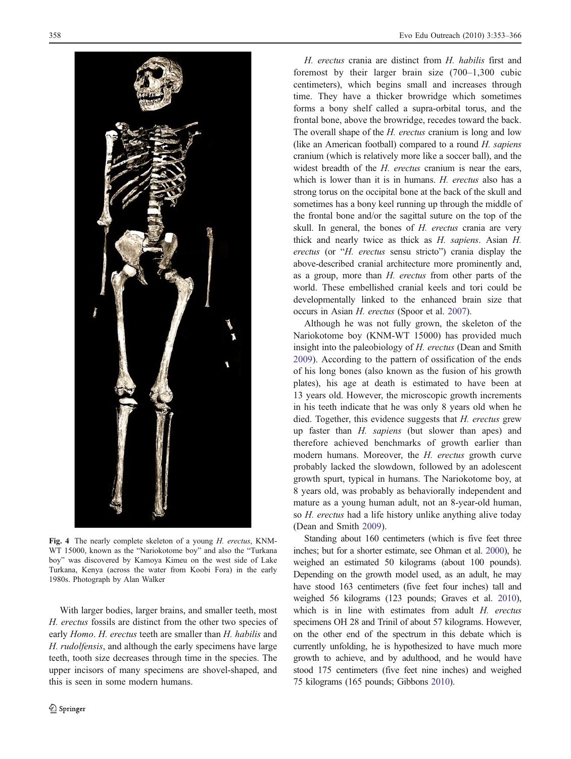Fig. 4 The nearly complete skeleton of a young *H. erectus*, KNM-WT 15000, known as the "Nariokotome boy" and also the "Turkana boy" was discovered by Kamoya Kimeu on the west side of Lake Turkana, Kenya (across the water from Koobi Fora) in the early 1980s. Photograph by Alan Walker

With larger bodies, larger brains, and smaller teeth, most *H. erectus* fossils are distinct from the other two species of early *Homo*. *H. erectus* teeth are smaller than *H. habilis* and *H. rudolfensis*, and although the early specimens have large teeth, tooth size decreases through time in the species. The upper incisors of many specimens are shovel-shaped, and this is seen in some modern humans.

*H. erectus* crania are distinct from *H. habilis* first and foremost by their larger brain size (700–1,300 cubic centimeters), which begins small and increases through time. They have a thicker browridge which sometimes forms a bony shelf called a supra-orbital torus, and the frontal bone, above the browridge, recedes toward the back. The overall shape of the *H. erectus* cranium is long and low (like an American football) compared to a round *H. sapiens* cranium (which is relatively more like a soccer ball), and the widest breadth of the *H. erectus* cranium is near the ears, which is lower than it is in humans. *H. erectus* also has a strong torus on the occipital bone at the back of the skull and sometimes has a bony keel running up through the middle of the frontal bone and/or the sagittal suture on the top of the skull. In general, the bones of *H. erectus* crania are very thick and nearly twice as thick as *H. sapiens*. Asian *H. erectus* (or "*H. erectus* sensu stricto") crania display the above-described cranial architecture more prominently and, as a group, more than *H. erectus* from other parts of the world. These embellished cranial keels and tori could be developmentally linked to the enhanced brain size that occurs in Asian *H. erectus* (Spoor et al. 2007).

Although he was not fully grown, the skeleton of the Nariokotome boy (KNM-WT 15000) has provided much insight into the paleobiology of *H. erectus* (Dean and Smith 2009). According to the pattern of ossification of the ends of his long bones (also known as the fusion of his growth plates), his age at death is estimated to have been at 13 years old. However, the microscopic growth increments in his teeth indicate that he was only 8 years old when he died. Together, this evidence suggests that *H. erectus* grew up faster than *H. sapiens* (but slower than apes) and therefore achieved benchmarks of growth earlier than modern humans. Moreover, the *H. erectus* growth curve probably lacked the slowdown, followed by an adolescent growth spurt, typical in humans. The Nariokotome boy, at 8 years old, was probably as behaviorally independent and mature as a young human adult, not an 8-year-old human, so *H. erectus* had a life history unlike anything alive today (Dean and Smith 2009).

Standing about 160 centimeters (which is five feet three inches; but for a shorter estimate, see Ohman et al. 2000), he weighed an estimated 50 kilograms (about 100 pounds). Depending on the growth model used, as an adult, he may have stood 163 centimeters (five feet four inches) tall and weighed 56 kilograms (123 pounds; Graves et al. 2010), which is in line with estimates from adult *H. erectus* specimens OH 28 and Trinil of about 57 kilograms. However, on the other end of the spectrum in this debate which is currently unfolding, he is hypothesized to have much more growth to achieve, and by adulthood, and he would have stood 175 centimeters (five feet nine inches) and weighed 75 kilograms (165 pounds; Gibbons 2010).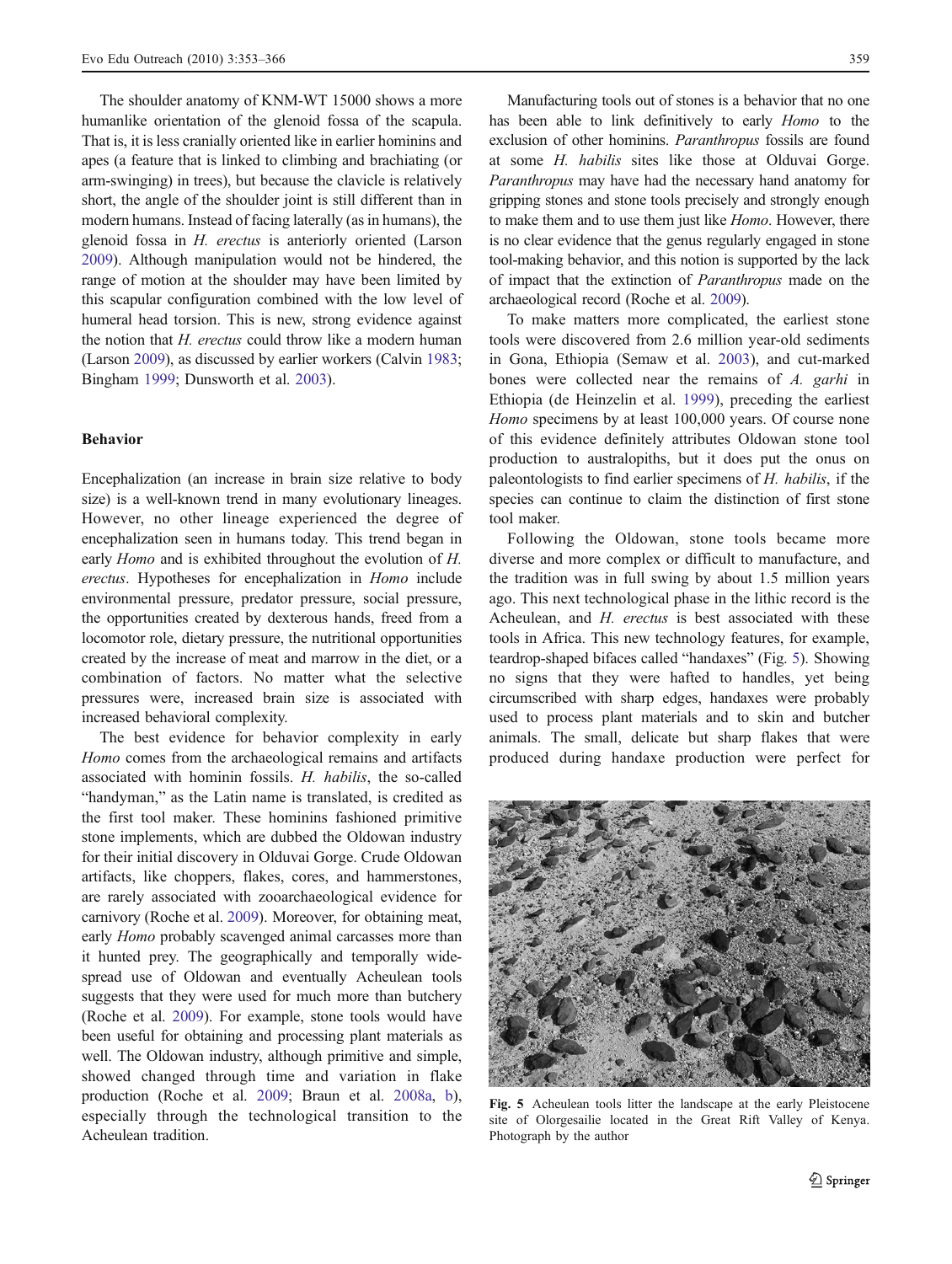The shoulder anatomy of KNM-WT 15000 shows a more humanlike orientation of the glenoid fossa of the scapula. That is, it is less cranially oriented like in earlier hominins and apes (a feature that is linked to climbing and brachiating (or arm-swinging) in trees), but because the clavicle is relatively short, the angle of the shoulder joint is still different than in modern humans. Instead of facing laterally (as in humans), the glenoid fossa in *H. erectus* is anteriorly oriented (Larson 2009). Although manipulation would not be hindered, the range of motion at the shoulder may have been limited by this scapular configuration combined with the low level of humeral head torsion. This is new, strong evidence against the notion that *H. erectus* could throw like a modern human (Larson 2009), as discussed by earlier workers (Calvin 1983; Bingham 1999; Dunsworth et al. 2003).

## Behavior

Encephalization (an increase in brain size relative to body size) is a well-known trend in many evolutionary lineages. However, no other lineage experienced the degree of encephalization seen in humans today. This trend began in early *Homo* and is exhibited throughout the evolution of *H. erectus*. Hypotheses for encephalization in *Homo* include environmental pressure, predator pressure, social pressure, the opportunities created by dexterous hands, freed from a locomotor role, dietary pressure, the nutritional opportunities created by the increase of meat and marrow in the diet, or a combination of factors. No matter what the selective pressures were, increased brain size is associated with increased behavioral complexity.

The best evidence for behavior complexity in early *Homo* comes from the archaeological remains and artifacts associated with hominin fossils. *H. habilis*, the so-called "handyman," as the Latin name is translated, is credited as the first tool maker. These hominins fashioned primitive stone implements, which are dubbed the Oldowan industry for their initial discovery in Olduvai Gorge. Crude Oldowan artifacts, like choppers, flakes, cores, and hammerstones, are rarely associated with zooarchaeological evidence for carnivory (Roche et al. 2009). Moreover, for obtaining meat, early *Homo* probably scavenged animal carcasses more than it hunted prey. The geographically and temporally widespread use of Oldowan and eventually Acheulean tools suggests that they were used for much more than butchery (Roche et al. 2009). For example, stone tools would have been useful for obtaining and processing plant materials as well. The Oldowan industry, although primitive and simple, showed changed through time and variation in flake production (Roche et al. 2009; Braun et al. 2008a, b), especially through the technological transition to the Acheulean tradition.

Manufacturing tools out of stones is a behavior that no one has been able to link definitively to early *Homo* to the exclusion of other hominins. *Paranthropus* fossils are found at some *H. habilis* sites like those at Olduvai Gorge. *Paranthropus* may have had the necessary hand anatomy for gripping stones and stone tools precisely and strongly enough to make them and to use them just like *Homo*. However, there is no clear evidence that the genus regularly engaged in stone tool-making behavior, and this notion is supported by the lack of impact that the extinction of *Paranthropus* made on the archaeological record (Roche et al. 2009).

To make matters more complicated, the earliest stone tools were discovered from 2.6 million year-old sediments in Gona, Ethiopia (Semaw et al. 2003), and cut-marked bones were collected near the remains of *A. garhi* in Ethiopia (de Heinzelin et al. 1999), preceding the earliest *Homo* specimens by at least 100,000 years. Of course none of this evidence definitely attributes Oldowan stone tool production to australopiths, but it does put the onus on paleontologists to find earlier specimens of *H. habilis*, if the species can continue to claim the distinction of first stone tool maker.

Following the Oldowan, stone tools became more diverse and more complex or difficult to manufacture, and the tradition was in full swing by about 1.5 million years ago. This next technological phase in the lithic record is the Acheulean, and *H. erectus* is best associated with these tools in Africa. This new technology features, for example, teardrop-shaped bifaces called "handaxes" (Fig. 5). Showing no signs that they were hafted to handles, yet being circumscribed with sharp edges, handaxes were probably used to process plant materials and to skin and butcher animals. The small, delicate but sharp flakes that were produced during handaxe production were perfect for

**Fig. 5** Acheulean tools litter the landscape at the early Pleistocene site of Olorgesailie located in the Great Rift Valley of Kenya. Photograph by the author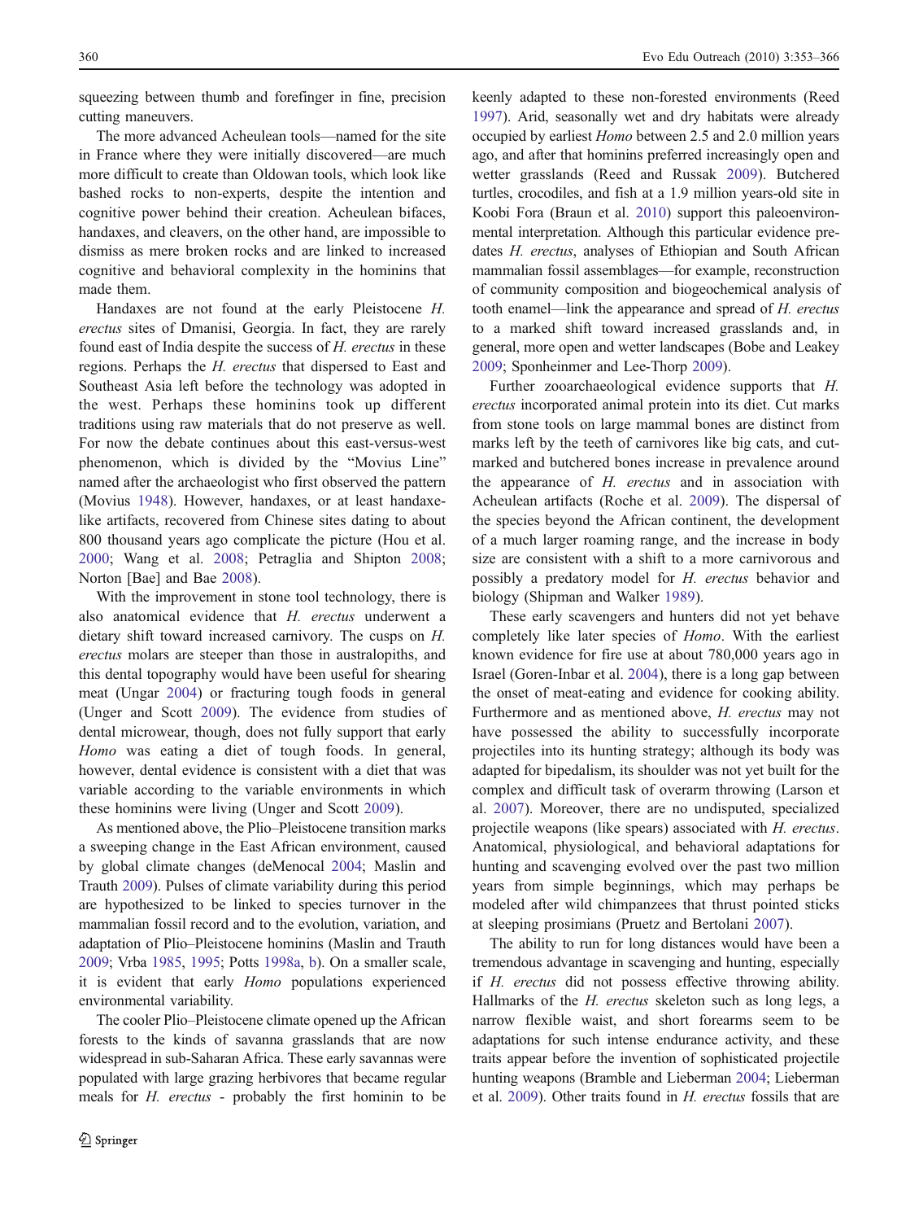squeezing between thumb and forefinger in fine, precision cutting maneuvers.

The more advanced Acheulean tools—named for the site in France where they were initially discovered—are much more difficult to create than Oldowan tools, which look like bashed rocks to non-experts, despite the intention and cognitive power behind their creation. Acheulean bifaces, handaxes, and cleavers, on the other hand, are impossible to dismiss as mere broken rocks and are linked to increased cognitive and behavioral complexity in the hominins that made them.

Handaxes are not found at the early Pleistocene *H. erectus* sites of Dmanisi, Georgia. In fact, they are rarely found east of India despite the success of *H. erectus* in these regions. Perhaps the *H. erectus* that dispersed to East and Southeast Asia left before the technology was adopted in the west. Perhaps these hominins took up different traditions using raw materials that do not preserve as well. For now the debate continues about this east-versus-west phenomenon, which is divided by the "Movius Line" named after the archaeologist who first observed the pattern (Movius 1948). However, handaxes, or at least handaxe-like artifacts, recovered from Chinese sites dating to about 800 thousand years ago complicate the picture (Hou et al. 2000; Wang et al. 2008; Petraglia and Shipton 2008; Norton [Bae] and Bae 2008).

With the improvement in stone tool technology, there is also anatomical evidence that *H. erectus* underwent a dietary shift toward increased carnivory. The cusps on *H. erectus* molars are steeper than those in australopiths, and this dental topography would have been useful for shearing meat (Ungar 2004) or fracturing tough foods in general (Unger and Scott 2009). The evidence from studies of dental microwear, though, does not fully support that early *Homo* was eating a diet of tough foods. In general, however, dental evidence is consistent with a diet that was variable according to the variable environments in which these hominins were living (Unger and Scott 2009).

As mentioned above, the Plio–Pleistocene transition marks a sweeping change in the East African environment, caused by global climate changes (deMenocal 2004; Maslin and Trauth 2009). Pulses of climate variability during this period are hypothesized to be linked to species turnover in the mammalian fossil record and to the evolution, variation, and adaptation of Plio–Pleistocene hominins (Maslin and Trauth 2009; Vrba 1985, 1995; Potts 1998a, b). On a smaller scale, it is evident that early *Homo* populations experienced environmental variability.

The cooler Plio–Pleistocene climate opened up the African forests to the kinds of savanna grasslands that are now widespread in sub-Saharan Africa. These early savannas were populated with large grazing herbivores that became regular meals for *H. erectus* - probably the first hominin to be keenly adapted to these non-forested environments (Reed 1997). Arid, seasonally wet and dry habitats were already occupied by earliest *Homo* between 2.5 and 2.0 million years ago, and after that hominins preferred increasingly open and wetter grasslands (Reed and Russak 2009). Butchered turtles, crocodiles, and fish at a 1.9 million years-old site in Koobi Fora (Braun et al. 2010) support this paleoenvironmental interpretation. Although this particular evidence predates *H. erectus*, analyses of Ethiopian and South African mammalian fossil assemblages—for example, reconstruction of community composition and biogeochemical analysis of tooth enamel—link the appearance and spread of *H. erectus* to a marked shift toward increased grasslands and, in general, more open and wetter landscapes (Bobe and Leakey 2009; Sponheinmer and Lee-Thorp 2009).

Further zooarchaeological evidence supports that *H. erectus* incorporated animal protein into its diet. Cut marks from stone tools on large mammal bones are distinct from marks left by the teeth of carnivores like big cats, and cut-marked and butchered bones increase in prevalence around the appearance of *H. erectus* and in association with Acheulean artifacts (Roche et al. 2009). The dispersal of the species beyond the African continent, the development of a much larger roaming range, and the increase in body size are consistent with a shift to a more carnivorous and possibly a predatory model for *H. erectus* behavior and biology (Shipman and Walker 1989).

These early scavengers and hunters did not yet behave completely like later species of *Homo*. With the earliest known evidence for fire use at about 780,000 years ago in Israel (Goren-Inbar et al. 2004), there is a long gap between the onset of meat-eating and evidence for cooking ability. Furthermore and as mentioned above, *H. erectus* may not have possessed the ability to successfully incorporate projectiles into its hunting strategy; although its body was adapted for bipedalism, its shoulder was not yet built for the complex and difficult task of overarm throwing (Larson et al. 2007). Moreover, there are no undisputed, specialized projectile weapons (like spears) associated with *H. erectus*. Anatomical, physiological, and behavioral adaptations for hunting and scavenging evolved over the past two million years from simple beginnings, which may perhaps be modeled after wild chimpanzees that thrust pointed sticks at sleeping prosimians (Pruetz and Bertolani 2007).

The ability to run for long distances would have been a tremendous advantage in scavenging and hunting, especially if *H. erectus* did not possess effective throwing ability. Hallmarks of the *H. erectus* skeleton such as long legs, a narrow flexible waist, and short forearms seem to be adaptations for such intense endurance activity, and these traits appear before the invention of sophisticated projectile hunting weapons (Bramble and Lieberman 2004; Lieberman et al. 2009). Other traits found in *H. erectus* fossils that are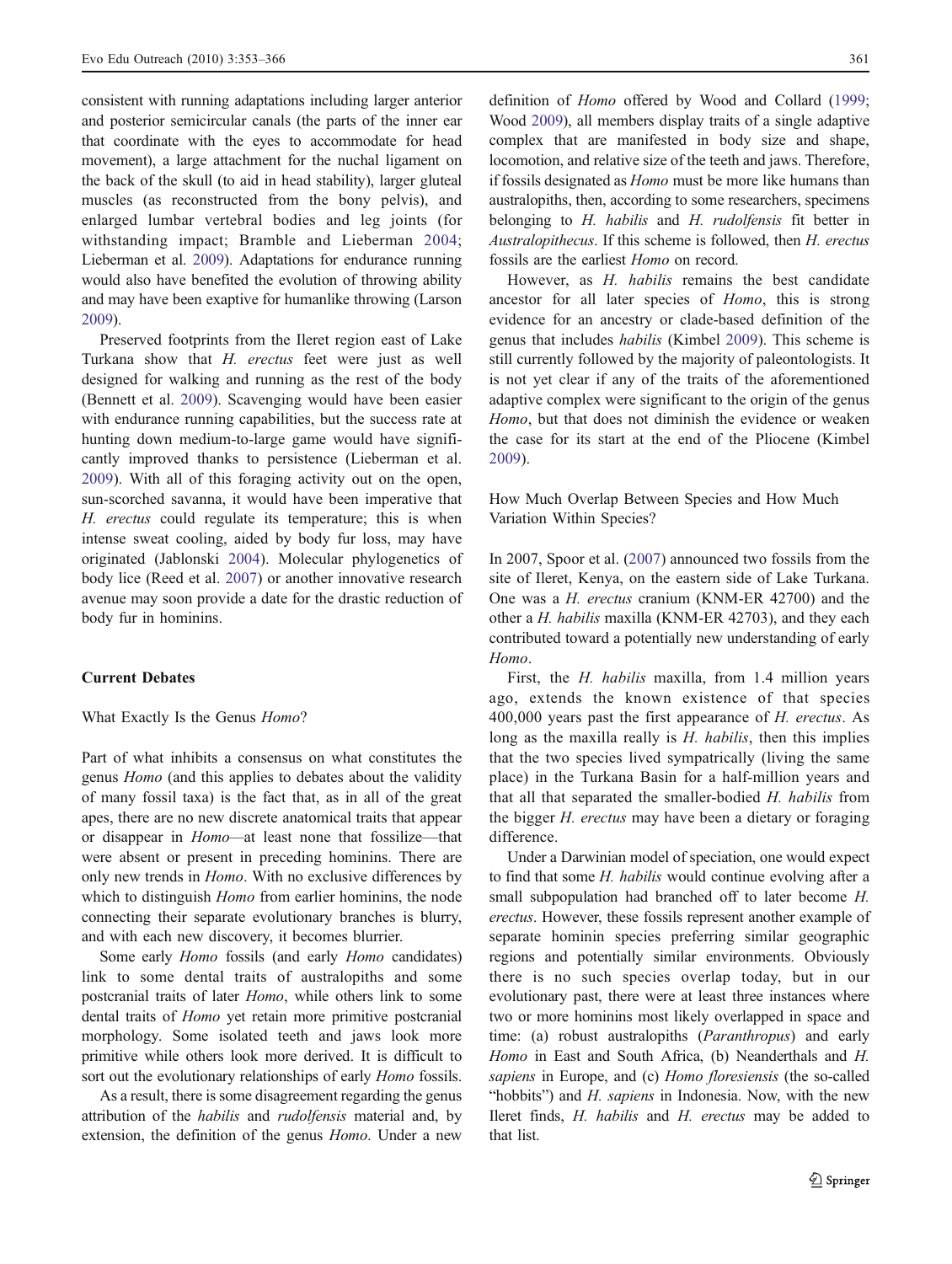consistent with running adaptations including larger anterior and posterior semicircular canals (the parts of the inner ear that coordinate with the eyes to accommodate for head movement), a large attachment for the nuchal ligament on the back of the skull (to aid in head stability), larger gluteal muscles (as reconstructed from the bony pelvis), and enlarged lumbar vertebral bodies and leg joints (for withstanding impact; Bramble and Lieberman 2004; Lieberman et al. 2009). Adaptations for endurance running would also have benefited the evolution of throwing ability and may have been exaptive for humanlike throwing (Larson 2009).

Preserved footprints from the Ileret region east of Lake Turkana show that *H. erectus* feet were just as well designed for walking and running as the rest of the body (Bennett et al. 2009). Scavenging would have been easier with endurance running capabilities, but the success rate at hunting down medium-to-large game would have significantly improved thanks to persistence (Lieberman et al. 2009). With all of this foraging activity out on the open, sun-scorched savanna, it would have been imperative that *H. erectus* could regulate its temperature; this is when intense sweat cooling, aided by body fur loss, may have originated (Jablonski 2004). Molecular phylogenetics of body lice (Reed et al. 2007) or another innovative research avenue may soon provide a date for the drastic reduction of body fur in hominins.

## Current Debates

### What Exactly Is the Genus *Homo*?

Part of what inhibits a consensus on what constitutes the genus *Homo* (and this applies to debates about the validity of many fossil taxa) is the fact that, as in all of the great apes, there are no new discrete anatomical traits that appear or disappear in *Homo*—at least none that fossilize—that were absent or present in preceding hominins. There are only new trends in *Homo*. With no exclusive differences by which to distinguish *Homo* from earlier hominins, the node connecting their separate evolutionary branches is blurry, and with each new discovery, it becomes blurrier.

Some early *Homo* fossils (and early *Homo* candidates) link to some dental traits of australopiths and some postcranial traits of later *Homo*, while others link to some dental traits of *Homo* yet retain more primitive postcranial morphology. Some isolated teeth and jaws look more primitive while others look more derived. It is difficult to sort out the evolutionary relationships of early *Homo* fossils.

As a result, there is some disagreement regarding the genus attribution of the *habilis* and *rudolfensis* material and, by extension, the definition of the genus *Homo*. Under a new definition of *Homo* offered by Wood and Collard (1999; Wood 2009), all members display traits of a single adaptive complex that are manifested in body size and shape, locomotion, and relative size of the teeth and jaws. Therefore, if fossils designated as *Homo* must be more like humans than australopiths, then, according to some researchers, specimens belonging to *H. habilis* and *H. rudolfensis* fit better in *Australopithecus*. If this scheme is followed, then *H. erectus* fossils are the earliest *Homo* on record.

However, as *H. habilis* remains the best candidate ancestor for all later species of *Homo*, this is strong evidence for an ancestry or clade-based definition of the genus that includes *habilis* (Kimbel 2009). This scheme is still currently followed by the majority of paleontologists. It is not yet clear if any of the traits of the aforementioned adaptive complex were significant to the origin of the genus *Homo*, but that does not diminish the evidence or weaken the case for its start at the end of the Pliocene (Kimbel 2009).

### How Much Overlap Between Species and How Much Variation Within Species?

In 2007, Spoor et al. (2007) announced two fossils from the site of Ileret, Kenya, on the eastern side of Lake Turkana. One was a *H. erectus* cranium (KNM-ER 42700) and the other a *H. habilis* maxilla (KNM-ER 42703), and they each contributed toward a potentially new understanding of early *Homo*.

First, the *H. habilis* maxilla, from 1.4 million years ago, extends the known existence of that species 400,000 years past the first appearance of *H. erectus*. As long as the maxilla really is *H. habilis*, then this implies that the two species lived sympatrically (living the same place) in the Turkana Basin for a half-million years and that all that separated the smaller-bodied *H. habilis* from the bigger *H. erectus* may have been a dietary or foraging difference.

Under a Darwinian model of speciation, one would expect to find that some *H. habilis* would continue evolving after a small subpopulation had branched off to later become *H. erectus*. However, these fossils represent another example of separate hominin species preferring similar geographic regions and potentially similar environments. Obviously there is no such species overlap today, but in our evolutionary past, there were at least three instances where two or more hominins most likely overlapped in space and time: (a) robust australopiths (*Paranthropus*) and early *Homo* in East and South Africa, (b) Neanderthals and *H. sapiens* in Europe, and (c) *Homo floresiensis* (the so-called "hobbits") and *H. sapiens* in Indonesia. Now, with the new Ileret finds, *H. habilis* and *H. erectus* may be added to that list.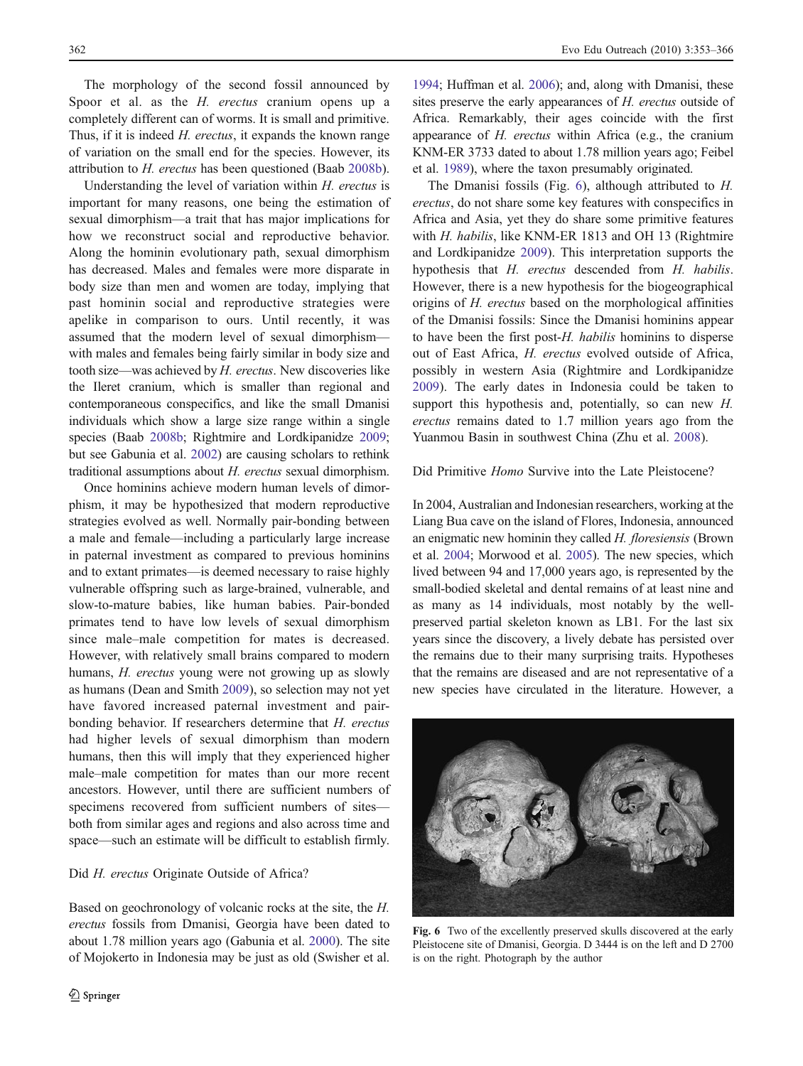The morphology of the second fossil announced by Spoor et al. as the *H. erectus* cranium opens up a completely different can of worms. It is small and primitive. Thus, if it is indeed *H. erectus*, it expands the known range of variation on the small end for the species. However, its attribution to *H. erectus* has been questioned (Baab 2008b).

Understanding the level of variation within *H. erectus* is important for many reasons, one being the estimation of sexual dimorphism—a trait that has major implications for how we reconstruct social and reproductive behavior. Along the hominin evolutionary path, sexual dimorphism has decreased. Males and females were more disparate in body size than men and women are today, implying that past hominin social and reproductive strategies were apelike in comparison to ours. Until recently, it was assumed that the modern level of sexual dimorphism—with males and females being fairly similar in body size and tooth size—was achieved by *H. erectus*. New discoveries like the Ileret cranium, which is smaller than regional and contemporaneous conspecifics, and like the small Dmanisi individuals which show a large size range within a single species (Baab 2008b; Rightmire and Lordkipanidze 2009; but see Gabunia et al. 2002) are causing scholars to rethink traditional assumptions about *H. erectus* sexual dimorphism.

Once hominins achieve modern human levels of dimorphism, it may be hypothesized that modern reproductive strategies evolved as well. Normally pair-bonding between a male and female—including a particularly large increase in paternal investment as compared to previous hominins and to extant primates—is deemed necessary to raise highly vulnerable offspring such as large-brained, vulnerable, and slow-to-mature babies, like human babies. Pair-bonded primates tend to have low levels of sexual dimorphism since male–male competition for mates is decreased. However, with relatively small brains compared to modern humans, *H. erectus* young were not growing up as slowly as humans (Dean and Smith 2009), so selection may not yet have favored increased paternal investment and pair-bonding behavior. If researchers determine that *H. erectus* had higher levels of sexual dimorphism than modern humans, then this will imply that they experienced higher male–male competition for mates than our more recent ancestors. However, until there are sufficient numbers of specimens recovered from sufficient numbers of sites—both from similar ages and regions and also across time and space—such an estimate will be difficult to establish firmly.

## Did *H. erectus* Originate Outside of Africa?

Based on geochronology of volcanic rocks at the site, the *H. erectus* fossils from Dmanisi, Georgia have been dated to about 1.78 million years ago (Gabunia et al. 2000). The site of Mojokerto in Indonesia may be just as old (Swisher et al. 1994; Huffman et al. 2006); and, along with Dmanisi, these sites preserve the early appearances of *H. erectus* outside of Africa. Remarkably, their ages coincide with the first appearance of *H. erectus* within Africa (e.g., the cranium KNM-ER 3733 dated to about 1.78 million years ago; Feibel et al. 1989), where the taxon presumably originated.

The Dmanisi fossils (Fig. 6), although attributed to *H. erectus*, do not share some key features with conspecifics in Africa and Asia, yet they do share some primitive features with *H. habilis*, like KNM-ER 1813 and OH 13 (Rightmire and Lordkipanidze 2009). This interpretation supports the hypothesis that *H. erectus* descended from *H. habilis*. However, there is a new hypothesis for the biogeographical origins of *H. erectus* based on the morphological affinities of the Dmanisi fossils: Since the Dmanisi hominins appear to have been the first post-*H. habilis* hominins to disperse out of East Africa, *H. erectus* evolved outside of Africa, possibly in western Asia (Rightmire and Lordkipanidze 2009). The early dates in Indonesia could be taken to support this hypothesis and, potentially, so can new *H. erectus* remains dated to 1.7 million years ago from the Yuanmou Basin in southwest China (Zhu et al. 2008).

## Did Primitive *Homo* Survive into the Late Pleistocene?

In 2004, Australian and Indonesian researchers, working at the Liang Bua cave on the island of Flores, Indonesia, announced an enigmatic new hominin they called *H. floresiensis* (Brown et al. 2004; Morwood et al. 2005). The new species, which lived between 94 and 17,000 years ago, is represented by the small-bodied skeletal and dental remains of at least nine and as many as 14 individuals, most notably by the well-preserved partial skeleton known as LB1. For the last six years since the discovery, a lively debate has persisted over the remains due to their many surprising traits. Hypotheses that the remains are diseased and are not representative of a new species have circulated in the literature. However, a

Fig. 6 Two of the excellently preserved skulls discovered at the early Pleistocene site of Dmanisi, Georgia. D 3444 is on the left and D 2700 is on the right. Photograph by the author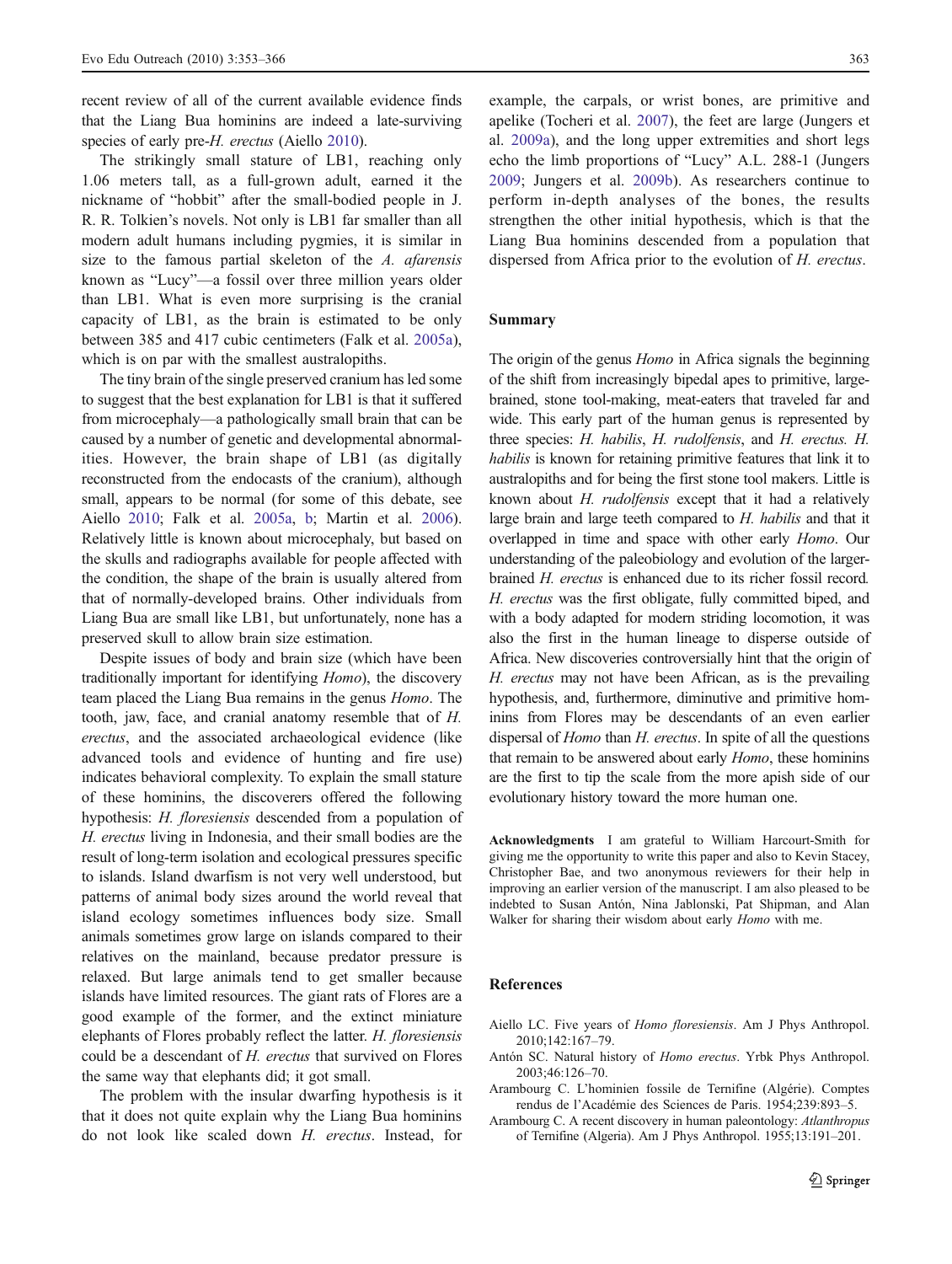recent review of all of the current available evidence finds that the Liang Bua hominins are indeed a late-surviving species of early pre-*H. erectus* (Aiello 2010).

The strikingly small stature of LB1, reaching only 1.06 meters tall, as a full-grown adult, earned it the nickname of "hobbit" after the small-bodied people in J. R. R. Tolkien's novels. Not only is LB1 far smaller than all modern adult humans including pygmies, it is similar in size to the famous partial skeleton of the *A. afarensis* known as "Lucy"—a fossil over three million years older than LB1. What is even more surprising is the cranial capacity of LB1, as the brain is estimated to be only between 385 and 417 cubic centimeters (Falk et al. 2005a), which is on par with the smallest australopiths.

The tiny brain of the single preserved cranium has led some to suggest that the best explanation for LB1 is that it suffered from microcephaly—a pathologically small brain that can be caused by a number of genetic and developmental abnormalities. However, the brain shape of LB1 (as digitally reconstructed from the endocasts of the cranium), although small, appears to be normal (for some of this debate, see Aiello 2010; Falk et al. 2005a, b; Martin et al. 2006). Relatively little is known about microcephaly, but based on the skulls and radiographs available for people affected with the condition, the shape of the brain is usually altered from that of normally-developed brains. Other individuals from Liang Bua are small like LB1, but unfortunately, none has a preserved skull to allow brain size estimation.

Despite issues of body and brain size (which have been traditionally important for identifying *Homo*), the discovery team placed the Liang Bua remains in the genus *Homo*. The tooth, jaw, face, and cranial anatomy resemble that of *H. erectus*, and the associated archaeological evidence (like advanced tools and evidence of hunting and fire use) indicates behavioral complexity. To explain the small stature of these hominins, the discoverers offered the following hypothesis: *H. floresiensis* descended from a population of *H. erectus* living in Indonesia, and their small bodies are the result of long-term isolation and ecological pressures specific to islands. Island dwarfism is not very well understood, but patterns of animal body sizes around the world reveal that island ecology sometimes influences body size. Small animals sometimes grow large on islands compared to their relatives on the mainland, because predator pressure is relaxed. But large animals tend to get smaller because islands have limited resources. The giant rats of Flores are a good example of the former, and the extinct miniature elephants of Flores probably reflect the latter. *H. floresiensis* could be a descendant of *H. erectus* that survived on Flores the same way that elephants did; it got small.

The problem with the insular dwarfing hypothesis is it that it does not quite explain why the Liang Bua hominins do not look like scaled down *H. erectus*. Instead, for example, the carpals, or wrist bones, are primitive and apelike (Tocheri et al. 2007), the feet are large (Jungers et al. 2009a), and the long upper extremities and short legs echo the limb proportions of "Lucy" A.L. 288-1 (Jungers 2009; Jungers et al. 2009b). As researchers continue to perform in-depth analyses of the bones, the results strengthen the other initial hypothesis, which is that the Liang Bua hominins descended from a population that dispersed from Africa prior to the evolution of *H. erectus*.

## Summary

The origin of the genus *Homo* in Africa signals the beginning of the shift from increasingly bipedal apes to primitive, large-brained, stone tool-making, meat-eaters that traveled far and wide. This early part of the human genus is represented by three species: *H. habilis*, *H. rudolfensis*, and *H. erectus. H. habilis* is known for retaining primitive features that link it to australopiths and for being the first stone tool makers. Little is known about *H. rudolfensis* except that it had a relatively large brain and large teeth compared to *H. habilis* and that it overlapped in time and space with other early *Homo*. Our understanding of the paleobiology and evolution of the larger-brained *H. erectus* is enhanced due to its richer fossil record. *H. erectus* was the first obligate, fully committed biped, and with a body adapted for modern striding locomotion, it was also the first in the human lineage to disperse outside of Africa. New discoveries controversially hint that the origin of *H. erectus* may not have been African, as is the prevailing hypothesis, and, furthermore, diminutive and primitive hominins from Flores may be descendants of an even earlier dispersal of *Homo* than *H. erectus*. In spite of all the questions that remain to be answered about early *Homo*, these hominins are the first to tip the scale from the more apish side of our evolutionary history toward the more human one.

**Acknowledgments** I am grateful to William Harcourt-Smith for giving me the opportunity to write this paper and also to Kevin Stacey, Christopher Bae, and two anonymous reviewers for their help in improving an earlier version of the manuscript. I am also pleased to be indebted to Susan Antón, Nina Jablonski, Pat Shipman, and Alan Walker for sharing their wisdom about early *Homo* with me.

## References

Aiello LC. Five years of *Homo floresiensis*. Am J Phys Anthropol. 2010;142:167–79.

Antón SC. Natural history of *Homo erectus*. Yrbk Phys Anthropol. 2003;46:126–70.

Arambourg C. L'hominien fossile de Ternifine (Algérie). Comptes rendus de l'Académie des Sciences de Paris. 1954;239:893–5.

Arambourg C. A recent discovery in human paleontology: *Atlanthropus* of Ternifine (Algeria). Am J Phys Anthropol. 1955;13:191–201.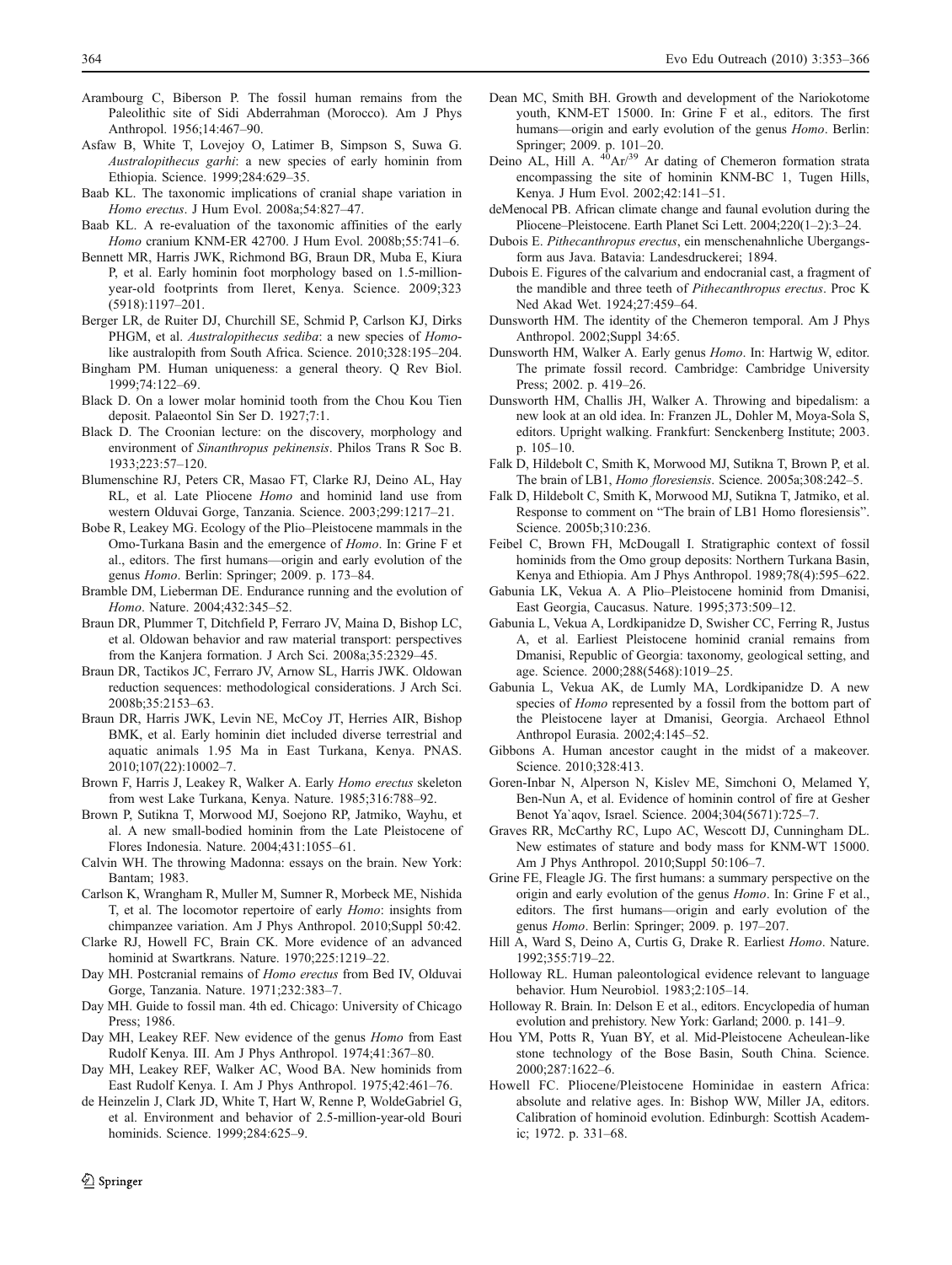Arambourg C, Biberson P. The fossil human remains from the Paleolithic site of Sidi Abderrahman (Morocco). Am J Phys Anthropol. 1956;14:467–90.

Asfaw B, White T, Lovejoy O, Latimer B, Simpson S, Suwa G. *Australopithecus garhi*: a new species of early hominin from Ethiopia. Science. 1999;284:629–35.

Baab KL. The taxonomic implications of cranial shape variation in *Homo erectus*. J Hum Evol. 2008a;54:827–47.

Baab KL. A re-evaluation of the taxonomic affinities of the early *Homo* cranium KNM-ER 42700. J Hum Evol. 2008b;55:741–6.

Bennett MR, Harris JWK, Richmond BG, Braun DR, Mbua E, Kiura P, et al. Early hominin foot morphology based on 1.5-million-year-old footprints from Ileret, Kenya. Science. 2009;323 (5918):1197–201.

Berger LR, de Ruiter DJ, Churchill SE, Schmid P, Carlson KJ, Dirks PHGM, et al. *Australopithecus sediba*: a new species of *Homo*-like australopith from South Africa. Science. 2010;328:195–204.

Bingham PM. Human uniqueness: a general theory. Q Rev Biol. 1999;74:122–69.

Black D. On a lower molar hominid tooth from the Chou Kou Tien deposit. Palaeontol Sin Ser D. 1927;7:1.

Black D. The Croonian lecture: on the discovery, morphology and environment of *Sinanthropus pekinensis*. Philos Trans R Soc B. 1933;223:57–120.

Blumenschine RJ, Peters CR, Masao FT, Clarke RJ, Deino AL, Hay RL, et al. Late Pliocene *Homo* and hominid land use from western Olduvai Gorge, Tanzania. Science. 2003;299:1217–21.

Bobe R, Leakey MG. Ecology of the Plio–Pleistocene mammals in the Omo-Turkana Basin and the emergence of *Homo*. In: Grine F et al., editors. The first humans—origin and early evolution of the genus *Homo*. Berlin: Springer; 2009. p. 173–84.

Bramble DM, Lieberman DE. Endurance running and the evolution of *Homo*. Nature. 2004;432:345–52.

Braun DR, Plummer T, Ditchfield P, Ferraro JV, Maina D, Bishop LC, et al. Oldowan behavior and raw material transport: perspectives from the Kanjera formation. J Arch Sci. 2008a;35:2329–45.

Braun DR, Tactikos JC, Ferraro JV, Arnow SL, Harris JWK. Oldowan reduction sequences: methodological considerations. J Arch Sci. 2008b;35:2153–63.

Braun DR, Harris JWK, Levin NE, McCoy JT, Herries AIR, Bishop BMK, et al. Early hominin diet included diverse terrestrial and aquatic animals 1.95 Ma in East Turkana, Kenya. PNAS. 2010;107(22):10002–7.

Brown F, Harris J, Leakey R, Walker A. Early *Homo erectus* skeleton from west Lake Turkana, Kenya. Nature. 1985;316:788–92.

Brown P, Sutikna T, Morwood MJ, Soejono RP, Jatmiko, Wayhu, et al. A new small-bodied hominin from the Late Pleistocene of Flores Indonesia. Nature. 2004;431:1055–61.

Calvin WH. The throwing Madonna: essays on the brain. New York: Bantam; 1983.

Carlson K, Wrangham R, Muller M, Sumner R, Morbeck ME, Nishida T, et al. The locomotor repertoire of early *Homo*: insights from chimpanzee variation. Am J Phys Anthropol. 2010;Suppl 50:42.

Clarke RJ, Howell FC, Brain CK. More evidence of an advanced hominid at Swartkrans. Nature. 1970;225:1219–22.

Day MH. Postcranial remains of *Homo erectus* from Bed IV, Olduvai Gorge, Tanzania. Nature. 1971;232:383–7.

Day MH. Guide to fossil man. 4th ed. Chicago: University of Chicago Press; 1986.

Day MH, Leakey REF. New evidence of the genus *Homo* from East Rudolf Kenya. III. Am J Phys Anthropol. 1974;41:367–80.

Day MH, Leakey REF, Walker AC, Wood BA. New hominids from East Rudolf Kenya. I. Am J Phys Anthropol. 1975;42:461–76.

de Heinzelin J, Clark JD, White T, Hart W, Renne P, WoldeGabriel G, et al. Environment and behavior of 2.5-million-year-old Bouri hominids. Science. 1999;284:625–9.

Dean MC, Smith BH. Growth and development of the Nariokotome youth, KNM-ET 15000. In: Grine F et al., editors. The first humans—origin and early evolution of the genus *Homo*. Berlin: Springer; 2009. p. 101–20.

Deino AL, Hill A. $^{40}$Ar/$^{39}$ Ar dating of Chemeron formation strata encompassing the site of hominin KNM-BC 1, Tugen Hills, Kenya. J Hum Evol. 2002;42:141–51.

deMenocal PB. African climate change and faunal evolution during the Pliocene–Pleistocene. Earth Planet Sci Lett. 2004;220(1–2):3–24.

Dubois E. *Pithecanthropus erectus*, ein menschenahnliche Ubergangsform aus Java. Batavia: Landesdruckerei; 1894.

Dubois E. Figures of the calvarium and endocranial cast, a fragment of the mandible and three teeth of *Pithecanthropus erectus*. Proc K Ned Akad Wet. 1924;27:459–64.

Dunsworth HM. The identity of the Chemeron temporal. Am J Phys Anthropol. 2002;Suppl 34:65.

Dunsworth HM, Walker A. Early genus *Homo*. In: Hartwig W, editor. The primate fossil record. Cambridge: Cambridge University Press; 2002. p. 419–26.

Dunsworth HM, Challis JH, Walker A. Throwing and bipedalism: a new look at an old idea. In: Franzen JL, Dohler M, Moya-Sola S, editors. Upright walking. Frankfurt: Senckenberg Institute; 2003. p. 105–10.

Falk D, Hildebolt C, Smith K, Morwood MJ, Sutikna T, Brown P, et al. The brain of LB1, *Homo floresiensis*. Science. 2005a;308:242–5.

Falk D, Hildebolt C, Smith K, Morwood MJ, Sutikna T, Jatmiko, et al. Response to comment on "The brain of LB1 Homo floresiensis". Science. 2005b;310:236.

Feibel C, Brown FH, McDougall I. Stratigraphic context of fossil hominids from the Omo group deposits: Northern Turkana Basin, Kenya and Ethiopia. Am J Phys Anthropol. 1989;78(4):595–622.

Gabunia LK, Vekua A. A Plio–Pleistocene hominid from Dmanisi, East Georgia, Caucasus. Nature. 1995;373:509–12.

Gabunia L, Vekua A, Lordkipanidze D, Swisher CC, Ferring R, Justus A, et al. Earliest Pleistocene hominid cranial remains from Dmanisi, Republic of Georgia: taxonomy, geological setting, and age. Science. 2000;288(5468):1019–25.

Gabunia L, Vekua AK, de Lumly MA, Lordkipanidze D. A new species of *Homo* represented by a fossil from the bottom part of the Pleistocene layer at Dmanisi, Georgia. Archaeol Ethnol Anthropol Eurasia. 2002;4:145–52.

Gibbons A. Human ancestor caught in the midst of a makeover. Science. 2010;328:413.

Goren-Inbar N, Alperson N, Kislev ME, Simchoni O, Melamed Y, Ben-Nun A, et al. Evidence of hominin control of fire at Gesher Benot Ya`aqov, Israel. Science. 2004;304(5671):725–7.

Graves RR, McCarthy RC, Lupo AC, Wescott DJ, Cunningham DL. New estimates of stature and body mass for KNM-WT 15000. Am J Phys Anthropol. 2010;Suppl 50:106–7.

Grine FE, Fleagle JG. The first humans: a summary perspective on the origin and early evolution of the genus *Homo*. In: Grine F et al., editors. The first humans—origin and early evolution of the genus *Homo*. Berlin: Springer; 2009. p. 197–207.

Hill A, Ward S, Deino A, Curtis G, Drake R. Earliest *Homo*. Nature. 1992;355:719–22.

Holloway RL. Human paleontological evidence relevant to language behavior. Hum Neurobiol. 1983;2:105–14.

Holloway R. Brain. In: Delson E et al., editors. Encyclopedia of human evolution and prehistory. New York: Garland; 2000. p. 141–9.

Hou YM, Potts R, Yuan BY, et al. Mid-Pleistocene Acheulean-like stone technology of the Bose Basin, South China. Science. 2000;287:1622–6.

Howell FC. Pliocene/Pleistocene Hominidae in eastern Africa: absolute and relative ages. In: Bishop WW, Miller JA, editors. Calibration of hominoid evolution. Edinburgh: Scottish Academic; 1972. p. 331–68.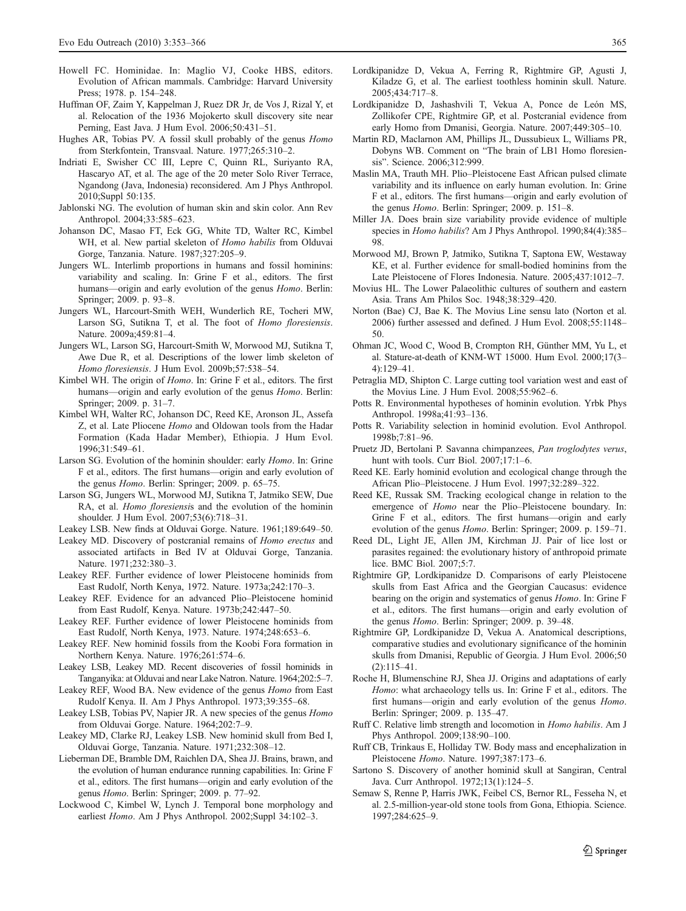Howell FC. Hominidae. In: Maglio VJ, Cooke HBS, editors. Evolution of African mammals. Cambridge: Harvard University Press; 1978. p. 154–248.

Huffman OF, Zaim Y, Kappelman J, Ruez DR Jr, de Vos J, Rizal Y, et al. Relocation of the 1936 Mojokerto skull discovery site near Perning, East Java. J Hum Evol. 2006;50:431–51.

Hughes AR, Tobias PV. A fossil skull probably of the genus *Homo* from Sterkfontein, Transvaal. Nature. 1977;265:310–2.

Indriati E, Swisher CC III, Lepre C, Quinn RL, Suriyanto RA, Hascaryo AT, et al. The age of the 20 meter Solo River Terrace, Ngandong (Java, Indonesia) reconsidered. Am J Phys Anthropol. 2010;Suppl 50:135.

Jablonski NG. The evolution of human skin and skin color. Ann Rev Anthropol. 2004;33:585–623.

Johanson DC, Masao FT, Eck GG, White TD, Walter RC, Kimbel WH, et al. New partial skeleton of *Homo habilis* from Olduvai Gorge, Tanzania. Nature. 1987;327:205–9.

Jungers WL. Interlimb proportions in humans and fossil hominins: variability and scaling. In: Grine F et al., editors. The first humans—origin and early evolution of the genus *Homo*. Berlin: Springer; 2009. p. 93–8.

Jungers WL, Harcourt-Smith WEH, Wunderlich RE, Tocheri MW, Larson SG, Sutikna T, et al. The foot of *Homo floresiensis*. Nature. 2009a;459:81–4.

Jungers WL, Larson SG, Harcourt-Smith W, Morwood MJ, Sutikna T, Awe Due R, et al. Descriptions of the lower limb skeleton of *Homo floresiensis*. J Hum Evol. 2009b;57:538–54.

Kimbel WH. The origin of *Homo*. In: Grine F et al., editors. The first humans—origin and early evolution of the genus *Homo*. Berlin: Springer; 2009. p. 31–7.

Kimbel WH, Walter RC, Johanson DC, Reed KE, Aronson JL, Assefa Z, et al. Late Pliocene *Homo* and Oldowan tools from the Hadar Formation (Kada Hadar Member), Ethiopia. J Hum Evol. 1996;31:549–61.

Larson SG. Evolution of the hominin shoulder: early *Homo*. In: Grine F et al., editors. The first humans—origin and early evolution of the genus *Homo*. Berlin: Springer; 2009. p. 65–75.

Larson SG, Jungers WL, Morwood MJ, Sutikna T, Jatmiko SEW, Due RA, et al. *Homo floresiensis* and the evolution of the hominin shoulder. J Hum Evol. 2007;53(6):718–31.

Leakey LSB. New finds at Olduvai Gorge. Nature. 1961;189:649–50.

Leakey MD. Discovery of postcranial remains of *Homo erectus* and associated artifacts in Bed IV at Olduvai Gorge, Tanzania. Nature. 1971;232:380–3.

Leakey REF. Further evidence of lower Pleistocene hominids from East Rudolf, North Kenya, 1972. Nature. 1973a;242:170–3.

Leakey REF. Evidence for an advanced Plio–Pleistocene hominid from East Rudolf, Kenya. Nature. 1973b;242:447–50.

Leakey REF. Further evidence of lower Pleistocene hominids from East Rudolf, North Kenya, 1973. Nature. 1974;248:653–6.

Leakey REF. New hominid fossils from the Koobi Fora formation in Northern Kenya. Nature. 1976;261:574–6.

Leakey LSB, Leakey MD. Recent discoveries of fossil hominids in Tanganyika: at Olduvai and near Lake Natron. Nature. 1964;202:5–7.

Leakey REF, Wood BA. New evidence of the genus *Homo* from East Rudolf Kenya. II. Am J Phys Anthropol. 1973;39:355–68.

Leakey LSB, Tobias PV, Napier JR. A new species of the genus *Homo* from Olduvai Gorge. Nature. 1964;202:7–9.

Leakey MD, Clarke RJ, Leakey LSB. New hominid skull from Bed I, Olduvai Gorge, Tanzania. Nature. 1971;232:308–12.

Lieberman DE, Bramble DM, Raichlen DA, Shea JJ. Brains, brawn, and the evolution of human endurance running capabilities. In: Grine F et al., editors. The first humans—origin and early evolution of the genus *Homo*. Berlin: Springer; 2009. p. 77–92.

Lockwood C, Kimbel W, Lynch J. Temporal bone morphology and earliest *Homo*. Am J Phys Anthropol. 2002;Suppl 34:102–3.

Lordkipanidze D, Vekua A, Ferring R, Rightmire GP, Agusti J, Kiladze G, et al. The earliest toothless hominin skull. Nature. 2005;434:717–8.

Lordkipanidze D, Jashashvili T, Vekua A, Ponce de León MS, Zollikofer CPE, Rightmire GP, et al. Postcranial evidence from early Homo from Dmanisi, Georgia. Nature. 2007;449:305–10.

Martin RD, Maclarnon AM, Phillips JL, Dussubieux L, Williams PR, Dobyns WB. Comment on "The brain of LB1 Homo floresiensis". Science. 2006;312:999.

Maslin MA, Trauth MH. Plio–Pleistocene East African pulsed climate variability and its influence on early human evolution. In: Grine F et al., editors. The first humans—origin and early evolution of the genus *Homo*. Berlin: Springer; 2009. p. 151–8.

Miller JA. Does brain size variability provide evidence of multiple species in *Homo habilis*? Am J Phys Anthropol. 1990;84(4):385–98.

Morwood MJ, Brown P, Jatmiko, Sutikna T, Saptona EW, Westaway KE, et al. Further evidence for small-bodied hominins from the Late Pleistocene of Flores Indonesia. Nature. 2005;437:1012–7.

Movius HL. The Lower Palaeolithic cultures of southern and eastern Asia. Trans Am Philos Soc. 1948;38:329–420.

Norton (Bae) CJ, Bae K. The Movius Line sensu lato (Norton et al. 2006) further assessed and defined. J Hum Evol. 2008;55:1148–50.

Ohman JC, Wood C, Wood B, Crompton RH, Günther MM, Yu L, et al. Stature-at-death of KNM-WT 15000. Hum Evol. 2000;17(3–4):129–41.

Petraglia MD, Shipton C. Large cutting tool variation west and east of the Movius Line. J Hum Evol. 2008;55:962–6.

Potts R. Environmental hypotheses of hominin evolution. Yrbk Phys Anthropol. 1998a;41:93–136.

Potts R. Variability selection in hominid evolution. Evol Anthropol. 1998b;7:81–96.

Pruetz JD, Bertolani P. Savanna chimpanzees, *Pan troglodytes verus*, hunt with tools. Curr Biol. 2007;17:1–6.

Reed KE. Early hominid evolution and ecological change through the African Plio–Pleistocene. J Hum Evol. 1997;32:289–322.

Reed KE, Russak SM. Tracking ecological change in relation to the emergence of *Homo* near the Plio–Pleistocene boundary. In: Grine F et al., editors. The first humans—origin and early evolution of the genus *Homo*. Berlin: Springer; 2009. p. 159–71.

Reed DL, Light JE, Allen JM, Kirchman JJ. Pair of lice lost or parasites regained: the evolutionary history of anthropoid primate lice. BMC Biol. 2007;5:7.

Rightmire GP, Lordkipanidze D. Comparisons of early Pleistocene skulls from East Africa and the Georgian Caucasus: evidence bearing on the origin and systematics of genus *Homo*. In: Grine F et al., editors. The first humans—origin and early evolution of the genus *Homo*. Berlin: Springer; 2009. p. 39–48.

Rightmire GP, Lordkipanidze D, Vekua A. Anatomical descriptions, comparative studies and evolutionary significance of the hominin skulls from Dmanisi, Republic of Georgia. J Hum Evol. 2006;50(2):115–41.

Roche H, Blumenschine RJ, Shea JJ. Origins and adaptations of early *Homo*: what archaeology tells us. In: Grine F et al., editors. The first humans—origin and early evolution of the genus *Homo*. Berlin: Springer; 2009. p. 135–47.

Ruff C. Relative limb strength and locomotion in *Homo habilis*. Am J Phys Anthropol. 2009;138:90–100.

Ruff CB, Trinkaus E, Holliday TW. Body mass and encephalization in Pleistocene *Homo*. Nature. 1997;387:173–6.

Sartono S. Discovery of another hominid skull at Sangiran, Central Java. Curr Anthropol. 1972;13(1):124–5.

Semaw S, Renne P, Harris JWK, Feibel CS, Bernor RL, Fesseha N, et al. 2.5-million-year-old stone tools from Gona, Ethiopia. Science. 1997;284:625–9.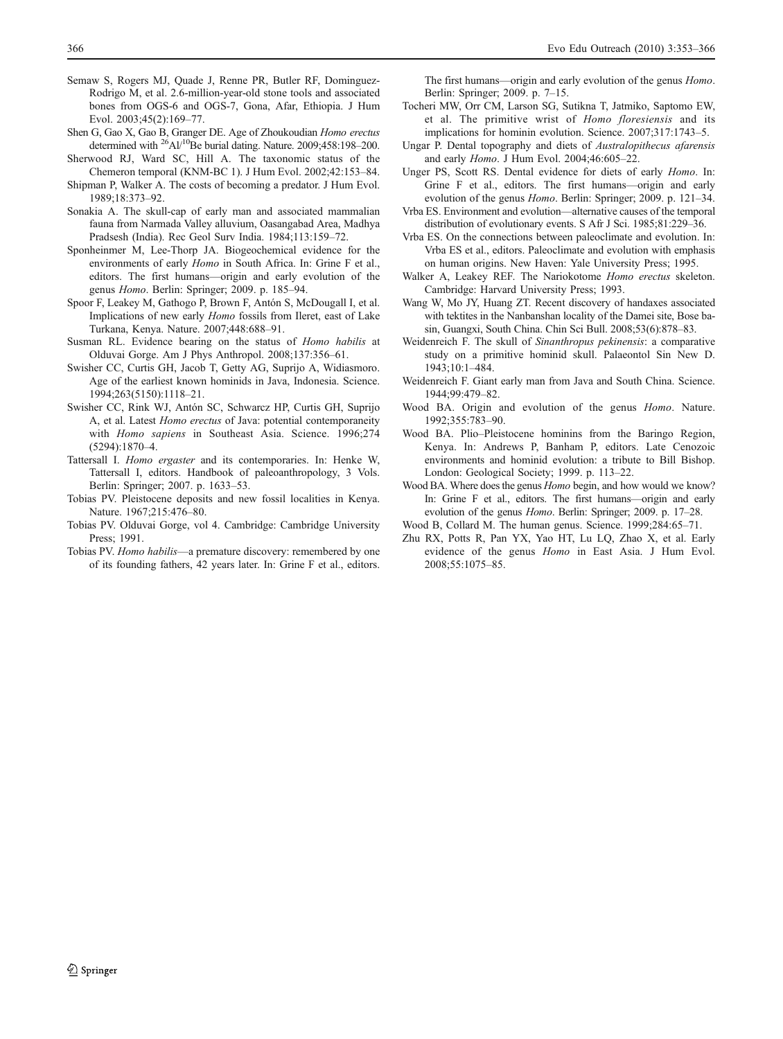Semaw S, Rogers MJ, Quade J, Renne PR, Butler RF, Dominguez-Rodrigo M, et al. 2.6-million-year-old stone tools and associated bones from OGS-6 and OGS-7, Gona, Afar, Ethiopia. J Hum Evol. 2003;45(2):169–77.

Shen G, Gao X, Gao B, Granger DE. Age of Zhoukoudian *Homo erectus* determined with $^{26}Al/^{10}Be$ burial dating. Nature. 2009;458:198–200.

Sherwood RJ, Ward SC, Hill A. The taxonomic status of the Chemeron temporal (KNM-BC 1). J Hum Evol. 2002;42:153–84.

Shipman P, Walker A. The costs of becoming a predator. J Hum Evol. 1989;18:373–92.

Sonakia A. The skull-cap of early man and associated mammalian fauna from Narmada Valley alluvium, Oasangabad Area, Madhya Pradsesh (India). Rec Geol Surv India. 1984;113:159–72.

Sponheinmer M, Lee-Thorp JA. Biogeochemical evidence for the environments of early *Homo* in South Africa. In: Grine F et al., editors. The first humans—origin and early evolution of the genus *Homo*. Berlin: Springer; 2009. p. 185–94.

Spoor F, Leakey M, Gathogo P, Brown F, Antón S, McDougall I, et al. Implications of new early *Homo* fossils from Ileret, east of Lake Turkana, Kenya. Nature. 2007;448:688–91.

Susman RL. Evidence bearing on the status of *Homo habilis* at Olduvai Gorge. Am J Phys Anthropol. 2008;137:356–61.

Swisher CC, Curtis GH, Jacob T, Getty AG, Suprijo A, Widiasmoro. Age of the earliest known hominids in Java, Indonesia. Science. 1994;263(5150):1118–21.

Swisher CC, Rink WJ, Antón SC, Schwarcz HP, Curtis GH, Suprijo A, et al. Latest *Homo erectus* of Java: potential contemporaneity with *Homo sapiens* in Southeast Asia. Science. 1996;274 (5294):1870–4.

Tattersall I. *Homo ergaster* and its contemporaries. In: Henke W, Tattersall I, editors. Handbook of paleoanthropology, 3 Vols. Berlin: Springer; 2007. p. 1633–53.

Tobias PV. Pleistocene deposits and new fossil localities in Kenya. Nature. 1967;215:476–80.

Tobias PV. Olduvai Gorge, vol 4. Cambridge: Cambridge University Press; 1991.

Tobias PV. *Homo habilis*—a premature discovery: remembered by one of its founding fathers, 42 years later. In: Grine F et al., editors. The first humans—origin and early evolution of the genus *Homo*. Berlin: Springer; 2009. p. 7–15.

Tocheri MW, Orr CM, Larson SG, Sutikna T, Jatmiko, Saptomo EW, et al. The primitive wrist of *Homo floresiensis* and its implications for hominin evolution. Science. 2007;317:1743–5.

Ungar P. Dental topography and diets of *Australopithecus afarensis* and early *Homo*. J Hum Evol. 2004;46:605–22.

Unger PS, Scott RS. Dental evidence for diets of early *Homo*. In: Grine F et al., editors. The first humans—origin and early evolution of the genus *Homo*. Berlin: Springer; 2009. p. 121–34.

Vrba ES. Environment and evolution—alternative causes of the temporal distribution of evolutionary events. S Afr J Sci. 1985;81:229–36.

Vrba ES. On the connections between paleoclimate and evolution. In: Vrba ES et al., editors. Paleoclimate and evolution with emphasis on human origins. New Haven: Yale University Press; 1995.

Walker A, Leakey REF. The Nariokotome *Homo erectus* skeleton. Cambridge: Harvard University Press; 1993.

Wang W, Mo JY, Huang ZT. Recent discovery of handaxes associated with tektites in the Nanbanshan locality of the Damei site, Bose basin, Guangxi, South China. Chin Sci Bull. 2008;53(6):878–83.

Weidenreich F. The skull of *Sinanthropus pekinensis*: a comparative study on a primitive hominid skull. Palaeontol Sin New D. 1943;10:1–484.

Weidenreich F. Giant early man from Java and South China. Science. 1944;99:479–82.

Wood BA. Origin and evolution of the genus *Homo*. Nature. 1992;355:783–90.

Wood BA. Plio–Pleistocene hominins from the Baringo Region, Kenya. In: Andrews P, Banham P, editors. Late Cenozoic environments and hominid evolution: a tribute to Bill Bishop. London: Geological Society; 1999. p. 113–22.

Wood BA. Where does the genus *Homo* begin, and how would we know? In: Grine F et al., editors. The first humans—origin and early evolution of the genus *Homo*. Berlin: Springer; 2009. p. 17–28.

Wood B, Collard M. The human genus. Science. 1999;284:65–71.

Zhu RX, Potts R, Pan YX, Yao HT, Lu LQ, Zhao X, et al. Early evidence of the genus *Homo* in East Asia. J Hum Evol. 2008;55:1075–85.